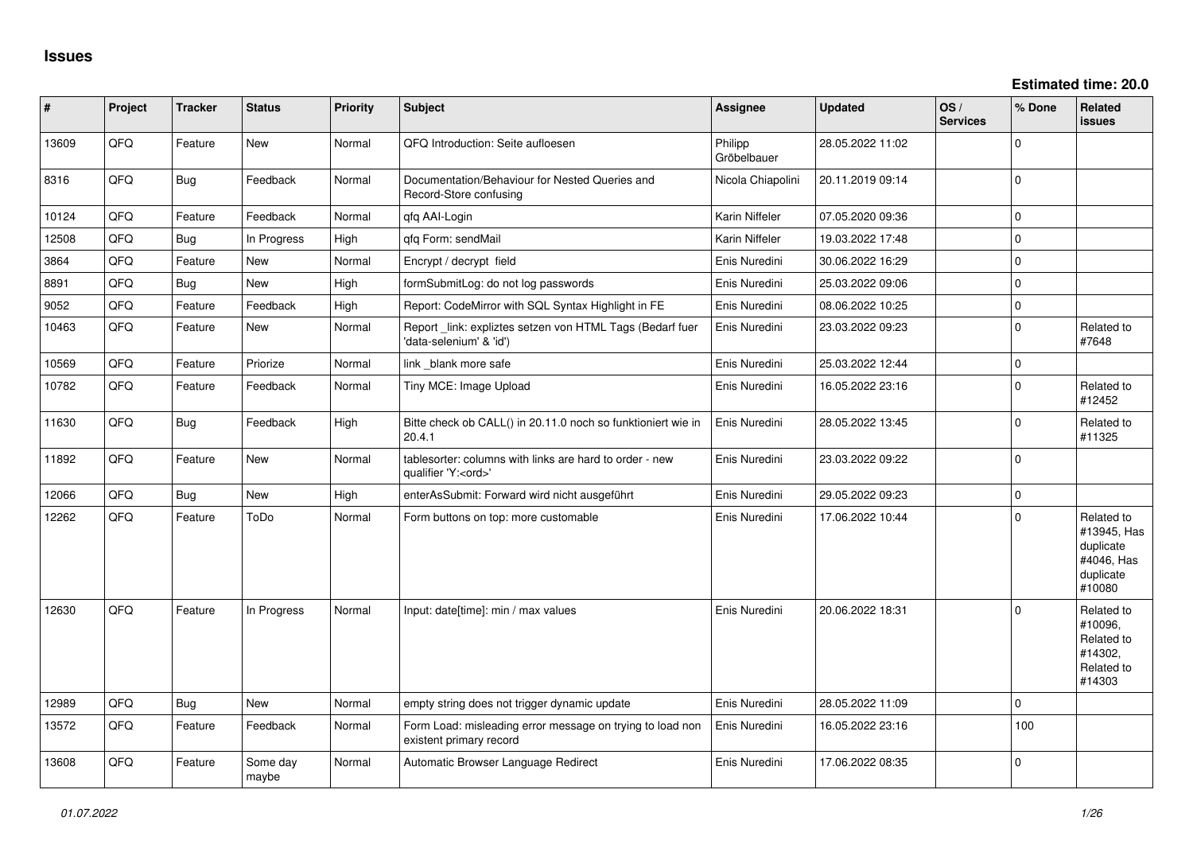# Issues

**Estimated time: 20.0**

| # | Project | Tracker | Status | Priority | Subject | Assignee | Updated | OS / Services | % Done | Related issues |
|---|---|---|---|---|---|---|---|---|---|---|
| 13609 | QFQ | Feature | New | Normal | QFQ Introduction: Seite aufloesen | Philipp Gröbelbauer | 28.05.2022 11:02 | | 0 | |
| 8316 | QFQ | Bug | Feedback | Normal | Documentation/Behaviour for Nested Queries and Record-Store confusing | Nicola Chiapolini | 20.11.2019 09:14 | | 0 | |
| 10124 | QFQ | Feature | Feedback | Normal | qfq AAI-Login | Karin Niffeler | 07.05.2020 09:36 | | 0 | |
| 12508 | QFQ | Bug | In Progress | High | qfq Form: sendMail | Karin Niffeler | 19.03.2022 17:48 | | 0 | |
| 3864 | QFQ | Feature | New | Normal | Encrypt / decrypt field | Enis Nuredini | 30.06.2022 16:29 | | 0 | |
| 8891 | QFQ | Bug | New | High | formSubmitLog: do not log passwords | Enis Nuredini | 25.03.2022 09:06 | | 0 | |
| 9052 | QFQ | Feature | Feedback | High | Report: CodeMirror with SQL Syntax Highlight in FE | Enis Nuredini | 08.06.2022 10:25 | | 0 | |
| 10463 | QFQ | Feature | New | Normal | Report _link: expliztes setzen von HTML Tags (Bedarf fuer 'data-selenium' & 'id') | Enis Nuredini | 23.03.2022 09:23 | | 0 | Related to #7648 |
| 10569 | QFQ | Feature | Priorize | Normal | link _blank more safe | Enis Nuredini | 25.03.2022 12:44 | | 0 | |
| 10782 | QFQ | Feature | Feedback | Normal | Tiny MCE: Image Upload | Enis Nuredini | 16.05.2022 23:16 | | 0 | Related to #12452 |
| 11630 | QFQ | Bug | Feedback | High | Bitte check ob CALL() in 20.11.0 noch so funktioniert wie in 20.4.1 | Enis Nuredini | 28.05.2022 13:45 | | 0 | Related to #11325 |
| 11892 | QFQ | Feature | New | Normal | tablesorter: columns with links are hard to order - new qualifier 'Y:<ord>' | Enis Nuredini | 23.03.2022 09:22 | | 0 | |
| 12066 | QFQ | Bug | New | High | enterAsSubmit: Forward wird nicht ausgeführt | Enis Nuredini | 29.05.2022 09:23 | | 0 | |
| 12262 | QFQ | Feature | ToDo | Normal | Form buttons on top: more customable | Enis Nuredini | 17.06.2022 10:44 | | 0 | Related to #13945, Has duplicate #4046, Has duplicate #10080 |
| 12630 | QFQ | Feature | In Progress | Normal | Input: date[time]: min / max values | Enis Nuredini | 20.06.2022 18:31 | | 0 | Related to #10096, Related to #14302, Related to #14303 |
| 12989 | QFQ | Bug | New | Normal | empty string does not trigger dynamic update | Enis Nuredini | 28.05.2022 11:09 | | 0 | |
| 13572 | QFQ | Feature | Feedback | Normal | Form Load: misleading error message on trying to load non existent primary record | Enis Nuredini | 16.05.2022 23:16 | | 100 | |
| 13608 | QFQ | Feature | Some day maybe | Normal | Automatic Browser Language Redirect | Enis Nuredini | 17.06.2022 08:35 | | 0 | |

*01.07.2022*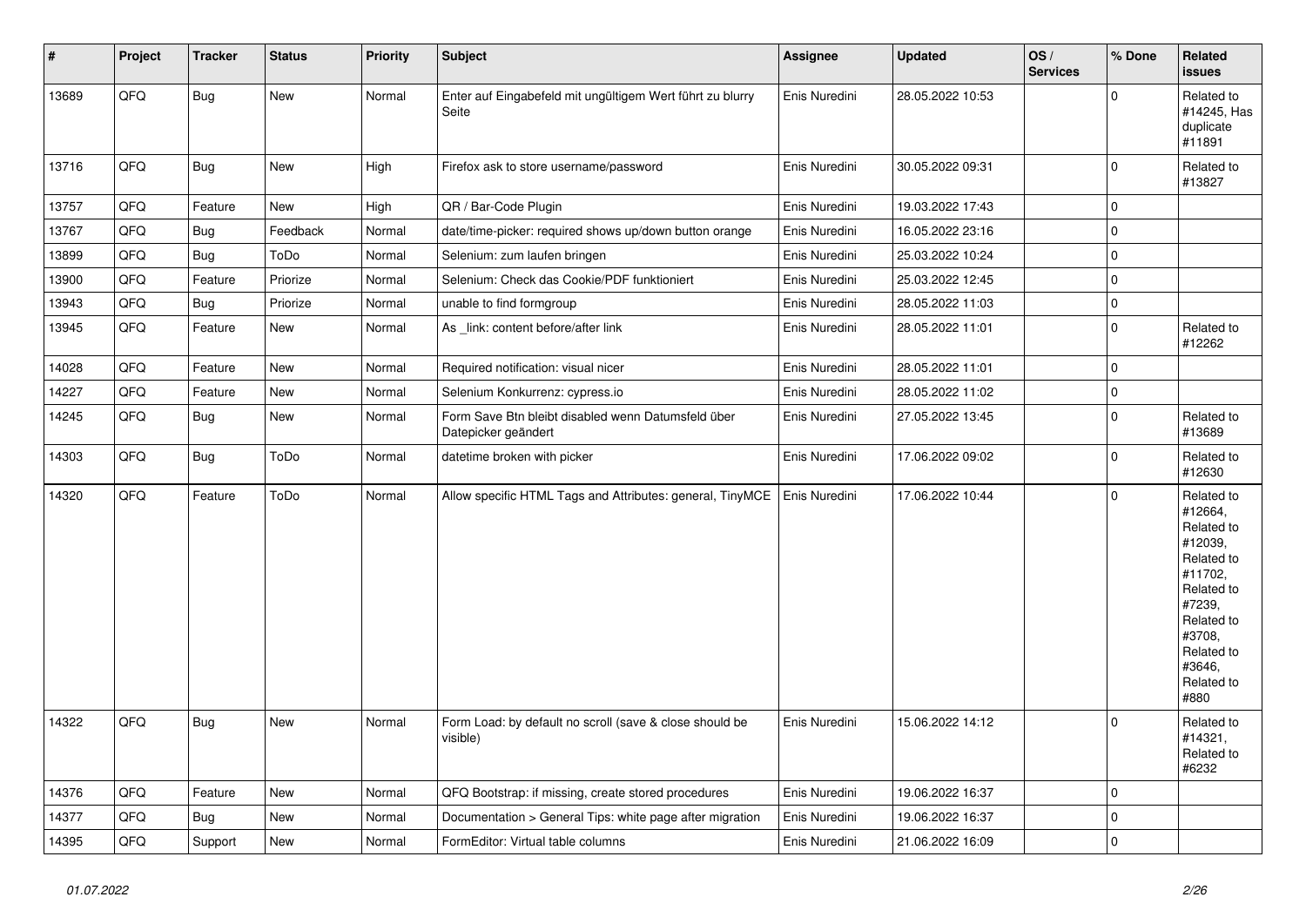| # | Project | Tracker | Status | Priority | Subject | Assignee | Updated | OS / Services | % Done | Related issues |
|---|---|---|---|---|---|---|---|---|---|---|
| 13689 | QFQ | Bug | New | Normal | Enter auf Eingabefeld mit ungültigem Wert führt zu blurry Seite | Enis Nuredini | 28.05.2022 10:53 | | 0 | Related to #14245, Has duplicate #11891 |
| 13716 | QFQ | Bug | New | High | Firefox ask to store username/password | Enis Nuredini | 30.05.2022 09:31 | | 0 | Related to #13827 |
| 13757 | QFQ | Feature | New | High | QR / Bar-Code Plugin | Enis Nuredini | 19.03.2022 17:43 | | 0 | |
| 13767 | QFQ | Bug | Feedback | Normal | date/time-picker: required shows up/down button orange | Enis Nuredini | 16.05.2022 23:16 | | 0 | |
| 13899 | QFQ | Bug | ToDo | Normal | Selenium: zum laufen bringen | Enis Nuredini | 25.03.2022 10:24 | | 0 | |
| 13900 | QFQ | Feature | Priorize | Normal | Selenium: Check das Cookie/PDF funktioniert | Enis Nuredini | 25.03.2022 12:45 | | 0 | |
| 13943 | QFQ | Bug | Priorize | Normal | unable to find formgroup | Enis Nuredini | 28.05.2022 11:03 | | 0 | |
| 13945 | QFQ | Feature | New | Normal | As _link: content before/after link | Enis Nuredini | 28.05.2022 11:01 | | 0 | Related to #12262 |
| 14028 | QFQ | Feature | New | Normal | Required notification: visual nicer | Enis Nuredini | 28.05.2022 11:01 | | 0 | |
| 14227 | QFQ | Feature | New | Normal | Selenium Konkurrenz: cypress.io | Enis Nuredini | 28.05.2022 11:02 | | 0 | |
| 14245 | QFQ | Bug | New | Normal | Form Save Btn bleibt disabled wenn Datumsfeld über Datepicker geändert | Enis Nuredini | 27.05.2022 13:45 | | 0 | Related to #13689 |
| 14303 | QFQ | Bug | ToDo | Normal | datetime broken with picker | Enis Nuredini | 17.06.2022 09:02 | | 0 | Related to #12630 |
| 14320 | QFQ | Feature | ToDo | Normal | Allow specific HTML Tags and Attributes: general, TinyMCE | Enis Nuredini | 17.06.2022 10:44 | | 0 | Related to #12664, Related to #12039, Related to #11702, Related to #7239, Related to #3708, Related to #3646, Related to #880 |
| 14322 | QFQ | Bug | New | Normal | Form Load: by default no scroll (save & close should be visible) | Enis Nuredini | 15.06.2022 14:12 | | 0 | Related to #14321, Related to #6232 |
| 14376 | QFQ | Feature | New | Normal | QFQ Bootstrap: if missing, create stored procedures | Enis Nuredini | 19.06.2022 16:37 | | 0 | |
| 14377 | QFQ | Bug | New | Normal | Documentation > General Tips: white page after migration | Enis Nuredini | 19.06.2022 16:37 | | 0 | |
| 14395 | QFQ | Support | New | Normal | FormEditor: Virtual table columns | Enis Nuredini | 21.06.2022 16:09 | | 0 | |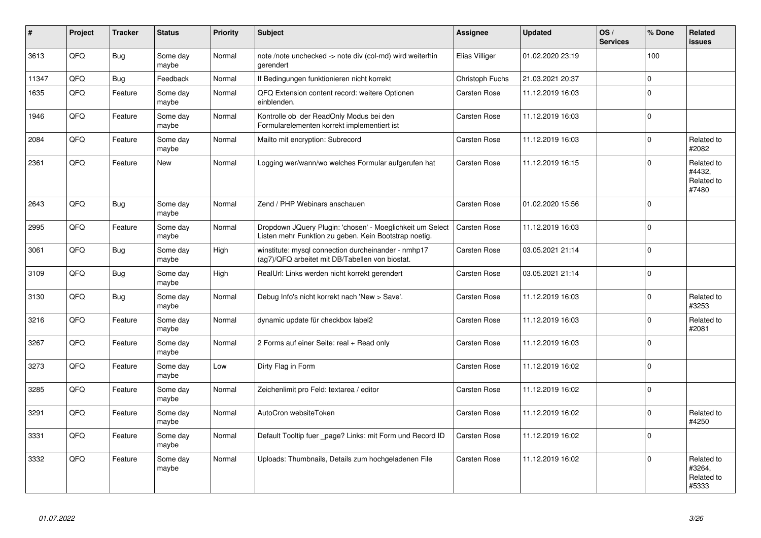| # | Project | Tracker | Status | Priority | Subject | Assignee | Updated | OS / Services | % Done | Related issues |
|---|---|---|---|---|---|---|---|---|---|---|
| 3613 | QFQ | Bug | Some day maybe | Normal | note /note unchecked -> note div (col-md) wird weiterhin gerendert | Elias Villiger | 01.02.2020 23:19 | | 100 | |
| 11347 | QFQ | Bug | Feedback | Normal | If Bedingungen funktionieren nicht korrekt | Christoph Fuchs | 21.03.2021 20:37 | | 0 | |
| 1635 | QFQ | Feature | Some day maybe | Normal | QFQ Extension content record: weitere Optionen einblenden. | Carsten Rose | 11.12.2019 16:03 | | 0 | |
| 1946 | QFQ | Feature | Some day maybe | Normal | Kontrolle ob der ReadOnly Modus bei den Formularelementen korrekt implementiert ist | Carsten Rose | 11.12.2019 16:03 | | 0 | |
| 2084 | QFQ | Feature | Some day maybe | Normal | Mailto mit encryption: Subrecord | Carsten Rose | 11.12.2019 16:03 | | 0 | Related to #2082 |
| 2361 | QFQ | Feature | New | Normal | Logging wer/wann/wo welches Formular aufgerufen hat | Carsten Rose | 11.12.2019 16:15 | | 0 | Related to #4432, Related to #7480 |
| 2643 | QFQ | Bug | Some day maybe | Normal | Zend / PHP Webinars anschauen | Carsten Rose | 01.02.2020 15:56 | | 0 | |
| 2995 | QFQ | Feature | Some day maybe | Normal | Dropdown JQuery Plugin: 'chosen' - Moeglichkeit um Select Listen mehr Funktion zu geben. Kein Bootstrap noetig. | Carsten Rose | 11.12.2019 16:03 | | 0 | |
| 3061 | QFQ | Bug | Some day maybe | High | winstitute: mysql connection durcheinander - nmhp17 (ag7)/QFQ arbeitet mit DB/Tabellen von biostat. | Carsten Rose | 03.05.2021 21:14 | | 0 | |
| 3109 | QFQ | Bug | Some day maybe | High | RealUrl: Links werden nicht korrekt gerendert | Carsten Rose | 03.05.2021 21:14 | | 0 | |
| 3130 | QFQ | Bug | Some day maybe | Normal | Debug Info's nicht korrekt nach 'New > Save'. | Carsten Rose | 11.12.2019 16:03 | | 0 | Related to #3253 |
| 3216 | QFQ | Feature | Some day maybe | Normal | dynamic update für checkbox label2 | Carsten Rose | 11.12.2019 16:03 | | 0 | Related to #2081 |
| 3267 | QFQ | Feature | Some day maybe | Normal | 2 Forms auf einer Seite: real + Read only | Carsten Rose | 11.12.2019 16:03 | | 0 | |
| 3273 | QFQ | Feature | Some day maybe | Low | Dirty Flag in Form | Carsten Rose | 11.12.2019 16:02 | | 0 | |
| 3285 | QFQ | Feature | Some day maybe | Normal | Zeichenlimit pro Feld: textarea / editor | Carsten Rose | 11.12.2019 16:02 | | 0 | |
| 3291 | QFQ | Feature | Some day maybe | Normal | AutoCron websiteToken | Carsten Rose | 11.12.2019 16:02 | | 0 | Related to #4250 |
| 3331 | QFQ | Feature | Some day maybe | Normal | Default Tooltip fuer _page? Links: mit Form und Record ID | Carsten Rose | 11.12.2019 16:02 | | 0 | |
| 3332 | QFQ | Feature | Some day maybe | Normal | Uploads: Thumbnails, Details zum hochgeladenen File | Carsten Rose | 11.12.2019 16:02 | | 0 | Related to #3264, Related to #5333 |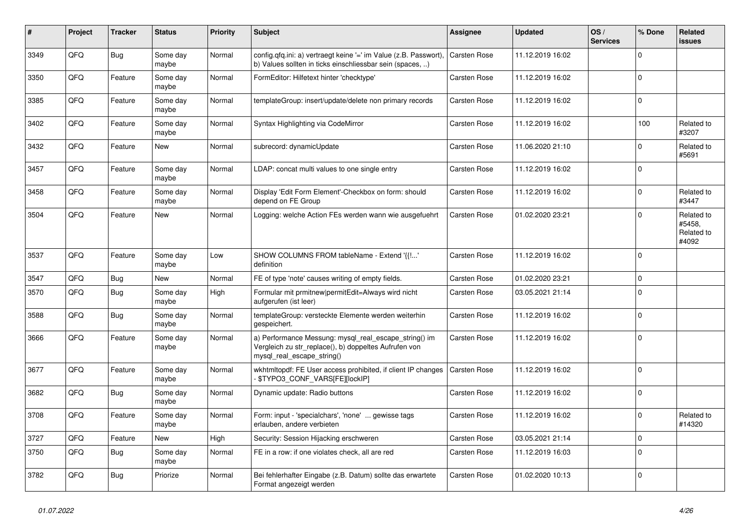| # | Project | Tracker | Status | Priority | Subject | Assignee | Updated | OS / Services | % Done | Related issues |
|---|---|---|---|---|---|---|---|---|---|---|
| 3349 | QFQ | Bug | Some day maybe | Normal | config.qfq.ini: a) vertraegt keine '=' im Value (z.B. Passwort), b) Values sollten in ticks einschliessbar sein (spaces, ..) | Carsten Rose | 11.12.2019 16:02 | | 0 | |
| 3350 | QFQ | Feature | Some day maybe | Normal | FormEditor: Hilfetext hinter 'checktype' | Carsten Rose | 11.12.2019 16:02 | | 0 | |
| 3385 | QFQ | Feature | Some day maybe | Normal | templateGroup: insert/update/delete non primary records | Carsten Rose | 11.12.2019 16:02 | | 0 | |
| 3402 | QFQ | Feature | Some day maybe | Normal | Syntax Highlighting via CodeMirror | Carsten Rose | 11.12.2019 16:02 | | 100 | Related to #3207 |
| 3432 | QFQ | Feature | New | Normal | subrecord: dynamicUpdate | Carsten Rose | 11.06.2020 21:10 | | 0 | Related to #5691 |
| 3457 | QFQ | Feature | Some day maybe | Normal | LDAP: concat multi values to one single entry | Carsten Rose | 11.12.2019 16:02 | | 0 | |
| 3458 | QFQ | Feature | Some day maybe | Normal | Display 'Edit Form Element'-Checkbox on form: should depend on FE Group | Carsten Rose | 11.12.2019 16:02 | | 0 | Related to #3447 |
| 3504 | QFQ | Feature | New | Normal | Logging: welche Action FEs werden wann wie ausgefuehrt | Carsten Rose | 01.02.2020 23:21 | | 0 | Related to #5458, Related to #4092 |
| 3537 | QFQ | Feature | Some day maybe | Low | SHOW COLUMNS FROM tableName - Extend '{{!...' definition | Carsten Rose | 11.12.2019 16:02 | | 0 | |
| 3547 | QFQ | Bug | New | Normal | FE of type 'note' causes writing of empty fields. | Carsten Rose | 01.02.2020 23:21 | | 0 | |
| 3570 | QFQ | Bug | Some day maybe | High | Formular mit prmitnew\|permitEdit=Always wird nicht aufgerufen (ist leer) | Carsten Rose | 03.05.2021 21:14 | | 0 | |
| 3588 | QFQ | Bug | Some day maybe | Normal | templateGroup: versteckte Elemente werden weiterhin gespeichert. | Carsten Rose | 11.12.2019 16:02 | | 0 | |
| 3666 | QFQ | Feature | Some day maybe | Normal | a) Performance Messung: mysql_real_escape_string() im Vergleich zu str_replace(), b) doppeltes Aufrufen von mysql_real_escape_string() | Carsten Rose | 11.12.2019 16:02 | | 0 | |
| 3677 | QFQ | Feature | Some day maybe | Normal | wkhtmltopdf: FE User access prohibited, if client IP changes - $TYPO3_CONF_VARS[FE][lockIP] | Carsten Rose | 11.12.2019 16:02 | | 0 | |
| 3682 | QFQ | Bug | Some day maybe | Normal | Dynamic update: Radio buttons | Carsten Rose | 11.12.2019 16:02 | | 0 | |
| 3708 | QFQ | Feature | Some day maybe | Normal | Form: input - 'specialchars', 'none' ... gewisse tags erlauben, andere verbieten | Carsten Rose | 11.12.2019 16:02 | | 0 | Related to #14320 |
| 3727 | QFQ | Feature | New | High | Security: Session Hijacking erschweren | Carsten Rose | 03.05.2021 21:14 | | 0 | |
| 3750 | QFQ | Bug | Some day maybe | Normal | FE in a row: if one violates check, all are red | Carsten Rose | 11.12.2019 16:03 | | 0 | |
| 3782 | QFQ | Bug | Priorize | Normal | Bei fehlerhafter Eingabe (z.B. Datum) sollte das erwartete Format angezeigt werden | Carsten Rose | 01.02.2020 10:13 | | 0 | |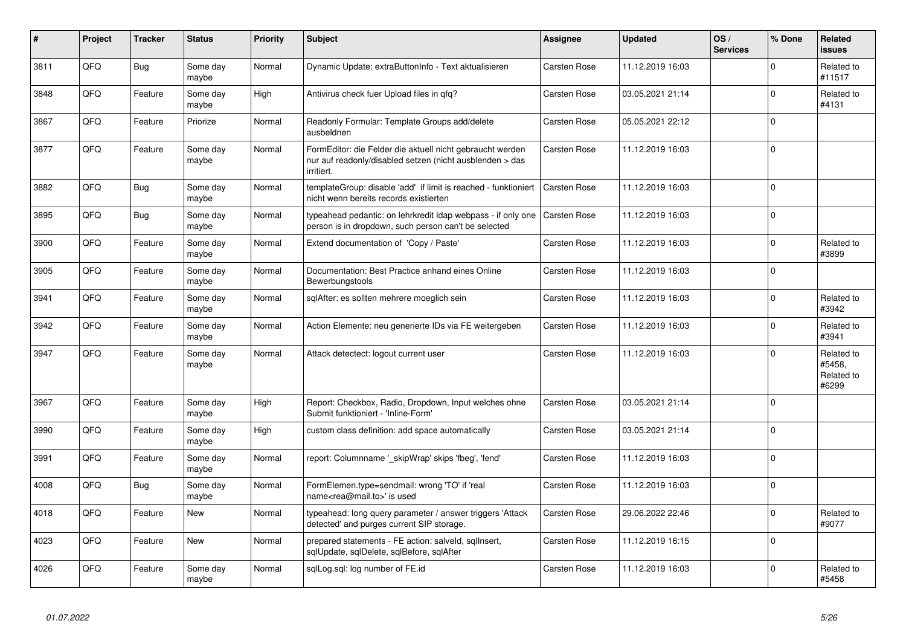| # | Project | Tracker | Status | Priority | Subject | Assignee | Updated | OS / Services | % Done | Related issues |
|---|---|---|---|---|---|---|---|---|---|---|
| 3811 | QFQ | Bug | Some day maybe | Normal | Dynamic Update: extraButtonInfo - Text aktualisieren | Carsten Rose | 11.12.2019 16:03 | | 0 | Related to #11517 |
| 3848 | QFQ | Feature | Some day maybe | High | Antivirus check fuer Upload files in qfq? | Carsten Rose | 03.05.2021 21:14 | | 0 | Related to #4131 |
| 3867 | QFQ | Feature | Priorize | Normal | Readonly Formular: Template Groups add/delete ausbeldnen | Carsten Rose | 05.05.2021 22:12 | | 0 | |
| 3877 | QFQ | Feature | Some day maybe | Normal | FormEditor: die Felder die aktuell nicht gebraucht werden nur auf readonly/disabled setzen (nicht ausblenden > das irritiert. | Carsten Rose | 11.12.2019 16:03 | | 0 | |
| 3882 | QFQ | Bug | Some day maybe | Normal | templateGroup: disable 'add' if limit is reached - funktioniert nicht wenn bereits records existierten | Carsten Rose | 11.12.2019 16:03 | | 0 | |
| 3895 | QFQ | Bug | Some day maybe | Normal | typeahead pedantic: on lehrkredit ldap webpass - if only one person is in dropdown, such person can't be selected | Carsten Rose | 11.12.2019 16:03 | | 0 | |
| 3900 | QFQ | Feature | Some day maybe | Normal | Extend documentation of 'Copy / Paste' | Carsten Rose | 11.12.2019 16:03 | | 0 | Related to #3899 |
| 3905 | QFQ | Feature | Some day maybe | Normal | Documentation: Best Practice anhand eines Online Bewerbungstools | Carsten Rose | 11.12.2019 16:03 | | 0 | |
| 3941 | QFQ | Feature | Some day maybe | Normal | sqlAfter: es sollten mehrere moeglich sein | Carsten Rose | 11.12.2019 16:03 | | 0 | Related to #3942 |
| 3942 | QFQ | Feature | Some day maybe | Normal | Action Elemente: neu generierte IDs via FE weitergeben | Carsten Rose | 11.12.2019 16:03 | | 0 | Related to #3941 |
| 3947 | QFQ | Feature | Some day maybe | Normal | Attack detectect: logout current user | Carsten Rose | 11.12.2019 16:03 | | 0 | Related to #5458, Related to #6299 |
| 3967 | QFQ | Feature | Some day maybe | High | Report: Checkbox, Radio, Dropdown, Input welches ohne Submit funktioniert - 'Inline-Form' | Carsten Rose | 03.05.2021 21:14 | | 0 | |
| 3990 | QFQ | Feature | Some day maybe | High | custom class definition: add space automatically | Carsten Rose | 03.05.2021 21:14 | | 0 | |
| 3991 | QFQ | Feature | Some day maybe | Normal | report: Columnname '_skipWrap' skips 'fbeg', 'fend' | Carsten Rose | 11.12.2019 16:03 | | 0 | |
| 4008 | QFQ | Bug | Some day maybe | Normal | FormElemen.type=sendmail: wrong 'TO' if 'real name<rea@mail.to>' is used | Carsten Rose | 11.12.2019 16:03 | | 0 | |
| 4018 | QFQ | Feature | New | Normal | typeahead: long query parameter / answer triggers 'Attack detected' and purges current SIP storage. | Carsten Rose | 29.06.2022 22:46 | | 0 | Related to #9077 |
| 4023 | QFQ | Feature | New | Normal | prepared statements - FE action: salveld, sqlInsert, sqlUpdate, sqlDelete, sqlBefore, sqlAfter | Carsten Rose | 11.12.2019 16:15 | | 0 | |
| 4026 | QFQ | Feature | Some day maybe | Normal | sqlLog.sql: log number of FE.id | Carsten Rose | 11.12.2019 16:03 | | 0 | Related to #5458 |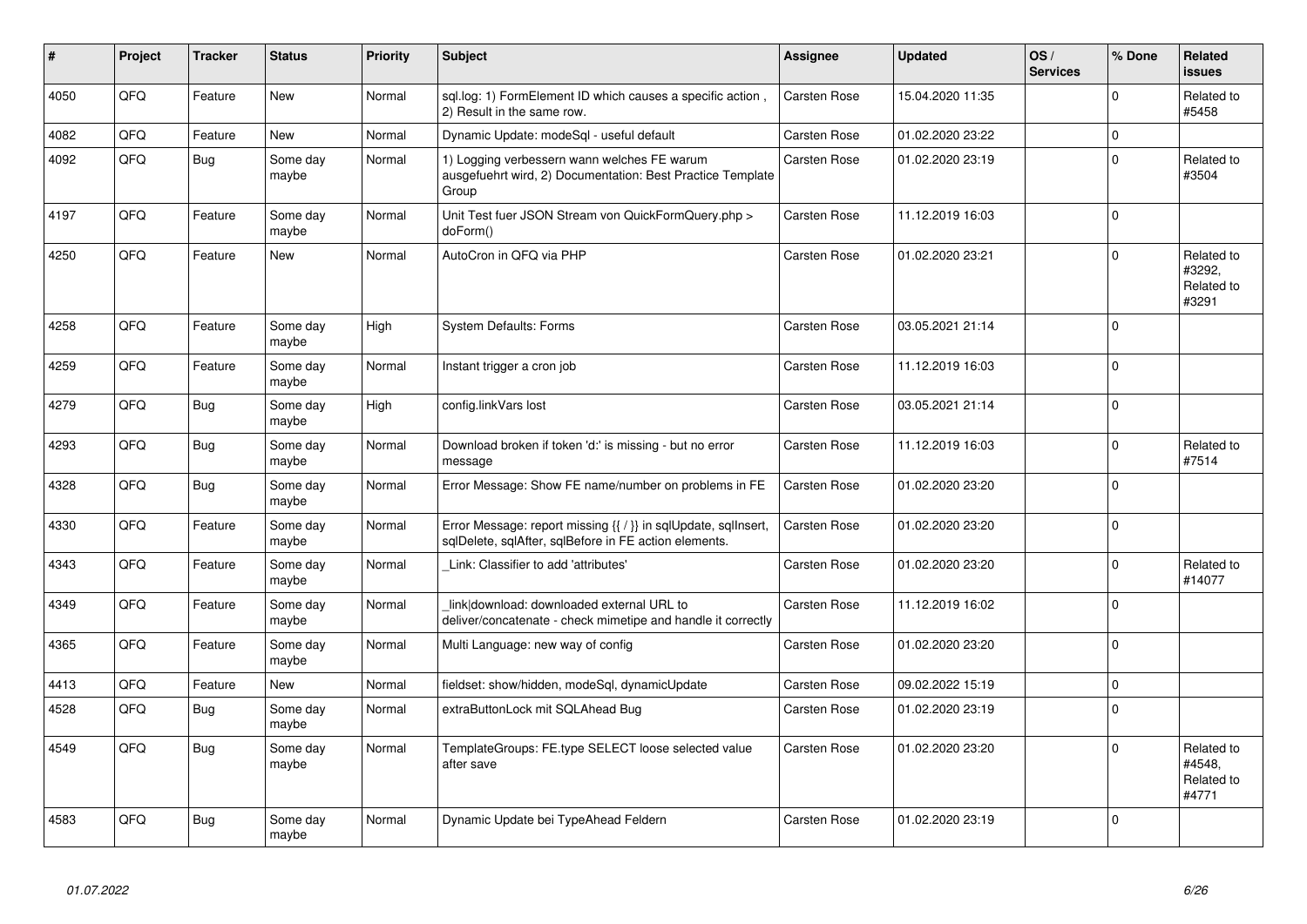| # | Project | Tracker | Status | Priority | Subject | Assignee | Updated | OS / Services | % Done | Related issues |
|---|---|---|---|---|---|---|---|---|---|---|
| 4050 | QFQ | Feature | New | Normal | sql.log: 1) FormElement ID which causes a specific action , 2) Result in the same row. | Carsten Rose | 15.04.2020 11:35 | | 0 | Related to #5458 |
| 4082 | QFQ | Feature | New | Normal | Dynamic Update: modeSql - useful default | Carsten Rose | 01.02.2020 23:22 | | 0 | |
| 4092 | QFQ | Bug | Some day maybe | Normal | 1) Logging verbessern wann welches FE warum ausgefuehrt wird, 2) Documentation: Best Practice Template Group | Carsten Rose | 01.02.2020 23:19 | | 0 | Related to #3504 |
| 4197 | QFQ | Feature | Some day maybe | Normal | Unit Test fuer JSON Stream von QuickFormQuery.php > doForm() | Carsten Rose | 11.12.2019 16:03 | | 0 | |
| 4250 | QFQ | Feature | New | Normal | AutoCron in QFQ via PHP | Carsten Rose | 01.02.2020 23:21 | | 0 | Related to #3292, Related to #3291 |
| 4258 | QFQ | Feature | Some day maybe | High | System Defaults: Forms | Carsten Rose | 03.05.2021 21:14 | | 0 | |
| 4259 | QFQ | Feature | Some day maybe | Normal | Instant trigger a cron job | Carsten Rose | 11.12.2019 16:03 | | 0 | |
| 4279 | QFQ | Bug | Some day maybe | High | config.linkVars lost | Carsten Rose | 03.05.2021 21:14 | | 0 | |
| 4293 | QFQ | Bug | Some day maybe | Normal | Download broken if token 'd:' is missing - but no error message | Carsten Rose | 11.12.2019 16:03 | | 0 | Related to #7514 |
| 4328 | QFQ | Bug | Some day maybe | Normal | Error Message: Show FE name/number on problems in FE | Carsten Rose | 01.02.2020 23:20 | | 0 | |
| 4330 | QFQ | Feature | Some day maybe | Normal | Error Message: report missing {{ / }} in sqlUpdate, sqlInsert, sqlDelete, sqlAfter, sqlBefore in FE action elements. | Carsten Rose | 01.02.2020 23:20 | | 0 | |
| 4343 | QFQ | Feature | Some day maybe | Normal | _Link: Classifier to add 'attributes' | Carsten Rose | 01.02.2020 23:20 | | 0 | Related to #14077 |
| 4349 | QFQ | Feature | Some day maybe | Normal | _link\|download: downloaded external URL to deliver/concatenate - check mimetipe and handle it correctly | Carsten Rose | 11.12.2019 16:02 | | 0 | |
| 4365 | QFQ | Feature | Some day maybe | Normal | Multi Language: new way of config | Carsten Rose | 01.02.2020 23:20 | | 0 | |
| 4413 | QFQ | Feature | New | Normal | fieldset: show/hidden, modeSql, dynamicUpdate | Carsten Rose | 09.02.2022 15:19 | | 0 | |
| 4528 | QFQ | Bug | Some day maybe | Normal | extraButtonLock mit SQLAhead Bug | Carsten Rose | 01.02.2020 23:19 | | 0 | |
| 4549 | QFQ | Bug | Some day maybe | Normal | TemplateGroups: FE.type SELECT loose selected value after save | Carsten Rose | 01.02.2020 23:20 | | 0 | Related to #4548, Related to #4771 |
| 4583 | QFQ | Bug | Some day maybe | Normal | Dynamic Update bei TypeAhead Feldern | Carsten Rose | 01.02.2020 23:19 | | 0 | |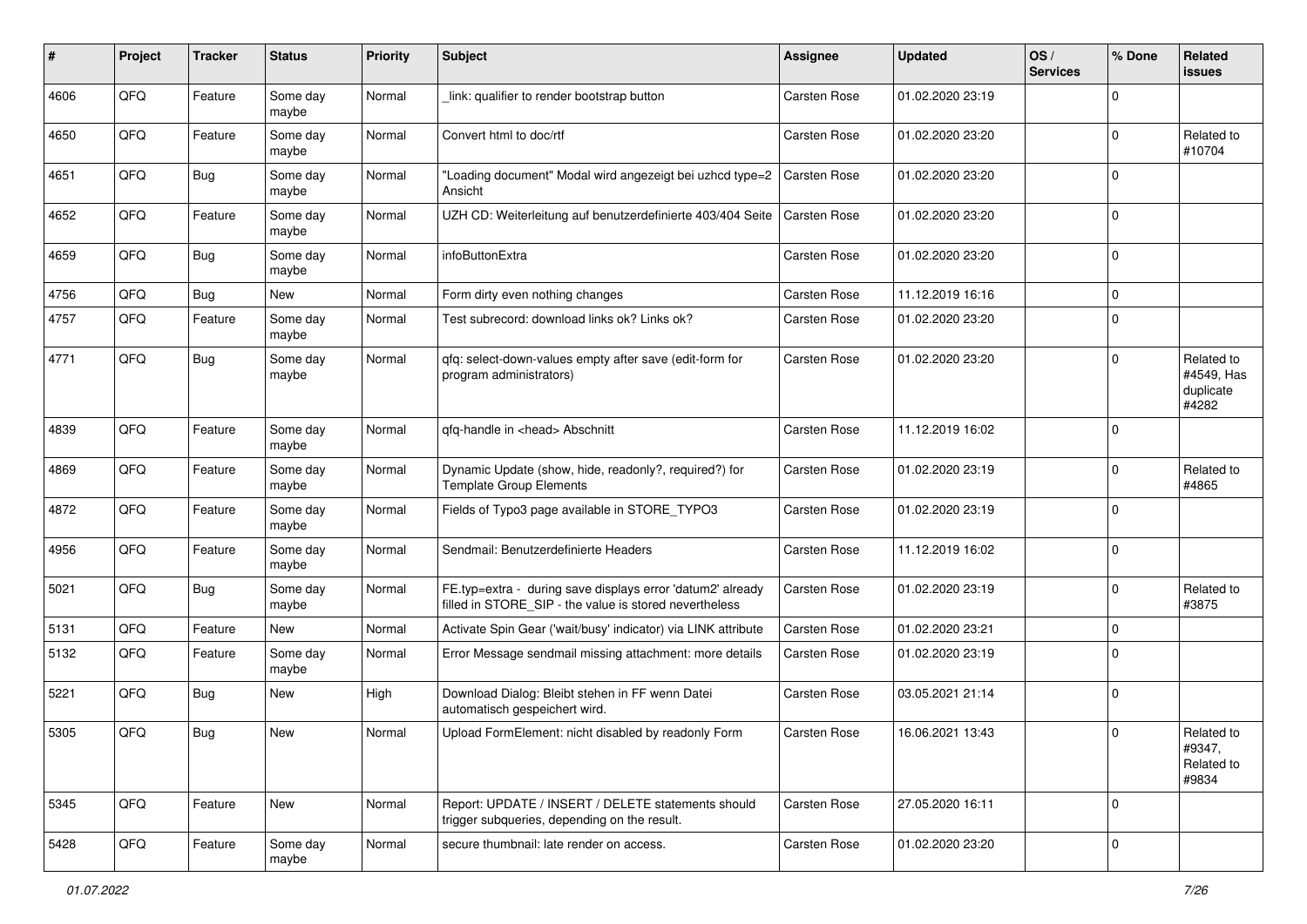| # | Project | Tracker | Status | Priority | Subject | Assignee | Updated | OS / Services | % Done | Related issues |
|---|---|---|---|---|---|---|---|---|---|---|
| 4606 | QFO | Feature | Some day maybe | Normal | _link: qualifier to render bootstrap button | Carsten Rose | 01.02.2020 23:19 | | 0 | |
| 4650 | QFQ | Feature | Some day maybe | Normal | Convert html to doc/rtf | Carsten Rose | 01.02.2020 23:20 | | 0 | Related to #10704 |
| 4651 | QFQ | Bug | Some day maybe | Normal | "Loading document" Modal wird angezeigt bei uzhcd type=2 Ansicht | Carsten Rose | 01.02.2020 23:20 | | 0 | |
| 4652 | QFQ | Feature | Some day maybe | Normal | UZH CD: Weiterleitung auf benutzerdefinierte 403/404 Seite | Carsten Rose | 01.02.2020 23:20 | | 0 | |
| 4659 | QFQ | Bug | Some day maybe | Normal | infoButtonExtra | Carsten Rose | 01.02.2020 23:20 | | 0 | |
| 4756 | QFQ | Bug | New | Normal | Form dirty even nothing changes | Carsten Rose | 11.12.2019 16:16 | | 0 | |
| 4757 | QFQ | Feature | Some day maybe | Normal | Test subrecord: download links ok? Links ok? | Carsten Rose | 01.02.2020 23:20 | | 0 | |
| 4771 | QFQ | Bug | Some day maybe | Normal | qfq: select-down-values empty after save (edit-form for program administrators) | Carsten Rose | 01.02.2020 23:20 | | 0 | Related to #4549, Has duplicate #4282 |
| 4839 | QFQ | Feature | Some day maybe | Normal | qfq-handle in <head> Abschnitt | Carsten Rose | 11.12.2019 16:02 | | 0 | |
| 4869 | QFQ | Feature | Some day maybe | Normal | Dynamic Update (show, hide, readonly?, required?) for Template Group Elements | Carsten Rose | 01.02.2020 23:19 | | 0 | Related to #4865 |
| 4872 | QFQ | Feature | Some day maybe | Normal | Fields of Typo3 page available in STORE_TYPO3 | Carsten Rose | 01.02.2020 23:19 | | 0 | |
| 4956 | QFQ | Feature | Some day maybe | Normal | Sendmail: Benutzerdefinierte Headers | Carsten Rose | 11.12.2019 16:02 | | 0 | |
| 5021 | QFQ | Bug | Some day maybe | Normal | FE.typ=extra - during save displays error 'datum2' already filled in STORE_SIP - the value is stored nevertheless | Carsten Rose | 01.02.2020 23:19 | | 0 | Related to #3875 |
| 5131 | QFQ | Feature | New | Normal | Activate Spin Gear ('wait/busy' indicator) via LINK attribute | Carsten Rose | 01.02.2020 23:21 | | 0 | |
| 5132 | QFQ | Feature | Some day maybe | Normal | Error Message sendmail missing attachment: more details | Carsten Rose | 01.02.2020 23:19 | | 0 | |
| 5221 | QFQ | Bug | New | High | Download Dialog: Bleibt stehen in FF wenn Datei automatisch gespeichert wird. | Carsten Rose | 03.05.2021 21:14 | | 0 | |
| 5305 | QFQ | Bug | New | Normal | Upload FormElement: nicht disabled by readonly Form | Carsten Rose | 16.06.2021 13:43 | | 0 | Related to #9347, Related to #9834 |
| 5345 | QFQ | Feature | New | Normal | Report: UPDATE / INSERT / DELETE statements should trigger subqueries, depending on the result. | Carsten Rose | 27.05.2020 16:11 | | 0 | |
| 5428 | QFQ | Feature | Some day maybe | Normal | secure thumbnail: late render on access. | Carsten Rose | 01.02.2020 23:20 | | 0 | |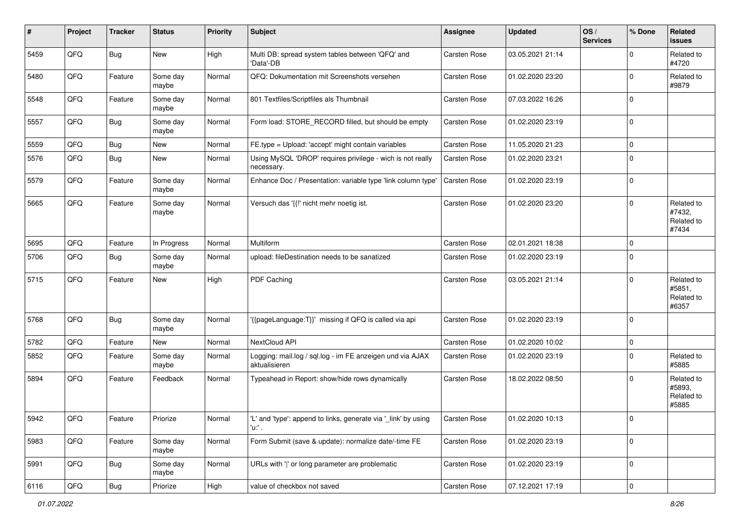| # | Project | Tracker | Status | Priority | Subject | Assignee | Updated | OS / Services | % Done | Related issues |
|---|---|---|---|---|---|---|---|---|---|---|
| 5459 | QFQ | Bug | New | High | Multi DB: spread system tables between 'QFQ' and 'Data'-DB | Carsten Rose | 03.05.2021 21:14 | | 0 | Related to #4720 |
| 5480 | QFQ | Feature | Some day maybe | Normal | QFQ: Dokumentation mit Screenshots versehen | Carsten Rose | 01.02.2020 23:20 | | 0 | Related to #9879 |
| 5548 | QFQ | Feature | Some day maybe | Normal | 801 Textfiles/Scriptfiles als Thumbnail | Carsten Rose | 07.03.2022 16:26 | | 0 | |
| 5557 | QFQ | Bug | Some day maybe | Normal | Form load: STORE_RECORD filled, but should be empty | Carsten Rose | 01.02.2020 23:19 | | 0 | |
| 5559 | QFQ | Bug | New | Normal | FE.type = Upload: 'accept' might contain variables | Carsten Rose | 11.05.2020 21:23 | | 0 | |
| 5576 | QFQ | Bug | New | Normal | Using MySQL 'DROP' requires privilege - wich is not really necessary. | Carsten Rose | 01.02.2020 23:21 | | 0 | |
| 5579 | QFQ | Feature | Some day maybe | Normal | Enhance Doc / Presentation: variable type 'link column type' | Carsten Rose | 01.02.2020 23:19 | | 0 | |
| 5665 | QFQ | Feature | Some day maybe | Normal | Versuch das '{{!' nicht mehr noetig ist. | Carsten Rose | 01.02.2020 23:20 | | 0 | Related to #7432, Related to #7434 |
| 5695 | QFQ | Feature | In Progress | Normal | Multiform | Carsten Rose | 02.01.2021 18:38 | | 0 | |
| 5706 | QFQ | Bug | Some day maybe | Normal | upload: fileDestination needs to be sanatized | Carsten Rose | 01.02.2020 23:19 | | 0 | |
| 5715 | QFQ | Feature | New | High | PDF Caching | Carsten Rose | 03.05.2021 21:14 | | 0 | Related to #5851, Related to #6357 |
| 5768 | QFQ | Bug | Some day maybe | Normal | '{{pageLanguage:T}}' missing if QFQ is called via api | Carsten Rose | 01.02.2020 23:19 | | 0 | |
| 5782 | QFQ | Feature | New | Normal | NextCloud API | Carsten Rose | 01.02.2020 10:02 | | 0 | |
| 5852 | QFQ | Feature | Some day maybe | Normal | Logging: mail.log / sql.log - im FE anzeigen und via AJAX aktualisieren | Carsten Rose | 01.02.2020 23:19 | | 0 | Related to #5885 |
| 5894 | QFQ | Feature | Feedback | Normal | Typeahead in Report: show/hide rows dynamically | Carsten Rose | 18.02.2022 08:50 | | 0 | Related to #5893, Related to #5885 |
| 5942 | QFQ | Feature | Priorize | Normal | 'L' and 'type': append to links, generate via '_link' by using 'u:' . | Carsten Rose | 01.02.2020 10:13 | | 0 | |
| 5983 | QFQ | Feature | Some day maybe | Normal | Form Submit (save & update): normalize date/-time FE | Carsten Rose | 01.02.2020 23:19 | | 0 | |
| 5991 | QFQ | Bug | Some day maybe | Normal | URLs with ' ' or long parameter are problematic | Carsten Rose | 01.02.2020 23:19 | | 0 | |
| 6116 | QFQ | Bug | Priorize | High | value of checkbox not saved | Carsten Rose | 07.12.2021 17:19 | | 0 | |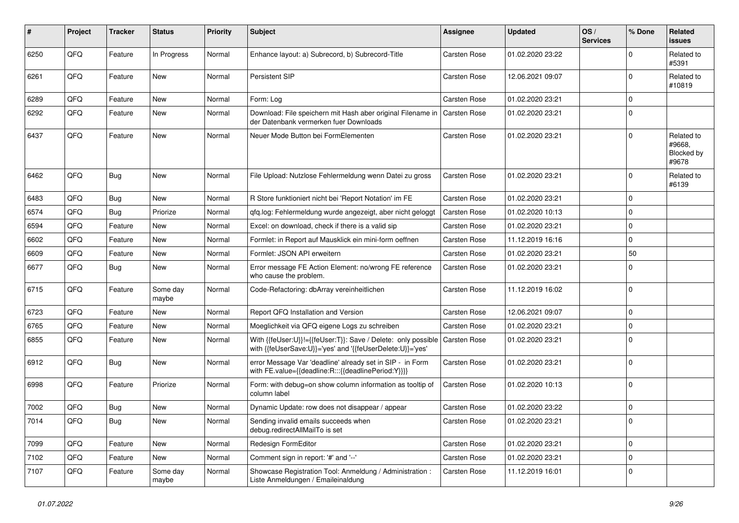| # | Project | Tracker | Status | Priority | Subject | Assignee | Updated | OS / Services | % Done | Related issues |
|---|---|---|---|---|---|---|---|---|---|---|
| 6250 | QFQ | Feature | In Progress | Normal | Enhance layout: a) Subrecord, b) Subrecord-Title | Carsten Rose | 01.02.2020 23:22 | | 0 | Related to #5391 |
| 6261 | QFQ | Feature | New | Normal | Persistent SIP | Carsten Rose | 12.06.2021 09:07 | | 0 | Related to #10819 |
| 6289 | QFQ | Feature | New | Normal | Form: Log | Carsten Rose | 01.02.2020 23:21 | | 0 | |
| 6292 | QFQ | Feature | New | Normal | Download: File speichern mit Hash aber original Filename in der Datenbank vermerken fuer Downloads | Carsten Rose | 01.02.2020 23:21 | | 0 | |
| 6437 | QFQ | Feature | New | Normal | Neuer Mode Button bei FormElementen | Carsten Rose | 01.02.2020 23:21 | | 0 | Related to #9668, Blocked by #9678 |
| 6462 | QFQ | Bug | New | Normal | File Upload: Nutzlose Fehlermeldung wenn Datei zu gross | Carsten Rose | 01.02.2020 23:21 | | 0 | Related to #6139 |
| 6483 | QFQ | Bug | New | Normal | R Store funktioniert nicht bei 'Report Notation' im FE | Carsten Rose | 01.02.2020 23:21 | | 0 | |
| 6574 | QFQ | Bug | Priorize | Normal | qfq.log: Fehlermeldung wurde angezeigt, aber nicht geloggt | Carsten Rose | 01.02.2020 10:13 | | 0 | |
| 6594 | QFQ | Feature | New | Normal | Excel: on download, check if there is a valid sip | Carsten Rose | 01.02.2020 23:21 | | 0 | |
| 6602 | QFQ | Feature | New | Normal | Formlet: in Report auf Mausklick ein mini-form oeffnen | Carsten Rose | 11.12.2019 16:16 | | 0 | |
| 6609 | QFQ | Feature | New | Normal | Formlet: JSON API erweitern | Carsten Rose | 01.02.2020 23:21 | | 50 | |
| 6677 | QFQ | Bug | New | Normal | Error message FE Action Element: no/wrong FE reference who cause the problem. | Carsten Rose | 01.02.2020 23:21 | | 0 | |
| 6715 | QFQ | Feature | Some day maybe | Normal | Code-Refactoring: dbArray vereinheitlichen | Carsten Rose | 11.12.2019 16:02 | | 0 | |
| 6723 | QFQ | Feature | New | Normal | Report QFQ Installation and Version | Carsten Rose | 12.06.2021 09:07 | | 0 | |
| 6765 | QFQ | Feature | New | Normal | Moeglichkeit via QFQ eigene Logs zu schreiben | Carsten Rose | 01.02.2020 23:21 | | 0 | |
| 6855 | QFQ | Feature | New | Normal | With {{feUser:U}}!={{feUser:T}}: Save / Delete: only possible with {{feUserSave:U}}='yes' and '{{feUserDelete:U}}='yes' | Carsten Rose | 01.02.2020 23:21 | | 0 | |
| 6912 | QFQ | Bug | New | Normal | error Message Var 'deadline' already set in SIP - in Form with FE.value={{deadline:R:::{{deadlinePeriod:Y}}}} | Carsten Rose | 01.02.2020 23:21 | | 0 | |
| 6998 | QFQ | Feature | Priorize | Normal | Form: with debug=on show column information as tooltip of column label | Carsten Rose | 01.02.2020 10:13 | | 0 | |
| 7002 | QFQ | Bug | New | Normal | Dynamic Update: row does not disappear / appear | Carsten Rose | 01.02.2020 23:22 | | 0 | |
| 7014 | QFQ | Bug | New | Normal | Sending invalid emails succeeds when debug.redirectAllMailTo is set | Carsten Rose | 01.02.2020 23:21 | | 0 | |
| 7099 | QFQ | Feature | New | Normal | Redesign FormEditor | Carsten Rose | 01.02.2020 23:21 | | 0 | |
| 7102 | QFQ | Feature | New | Normal | Comment sign in report: '#' and '--' | Carsten Rose | 01.02.2020 23:21 | | 0 | |
| 7107 | QFQ | Feature | Some day maybe | Normal | Showcase Registration Tool: Anmeldung / Administration : Liste Anmeldungen / Emaileinaldung | Carsten Rose | 11.12.2019 16:01 | | 0 | |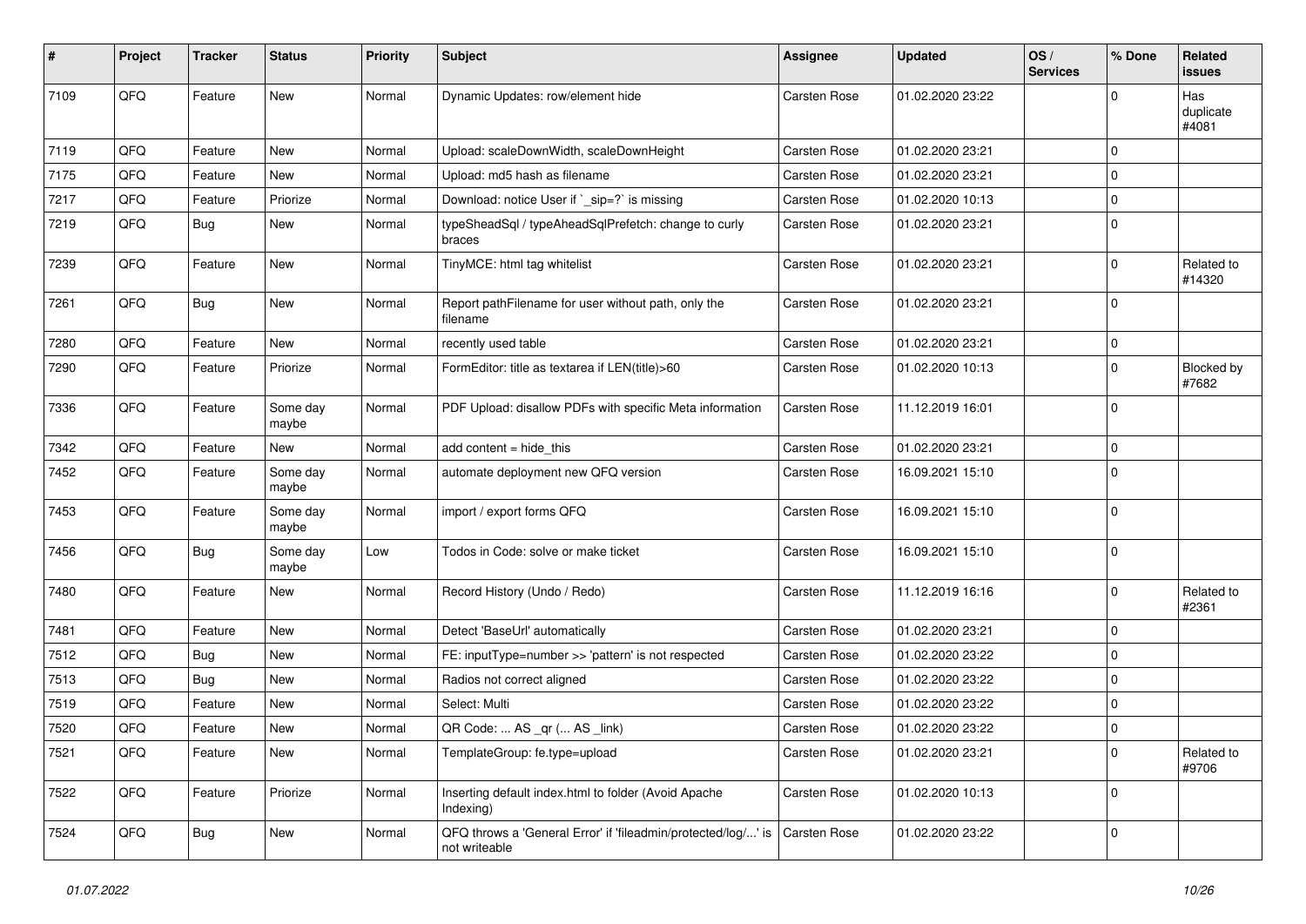| # | Project | Tracker | Status | Priority | Subject | Assignee | Updated | OS / Services | % Done | Related issues |
|---|---|---|---|---|---|---|---|---|---|---|
| 7109 | QFQ | Feature | New | Normal | Dynamic Updates: row/element hide | Carsten Rose | 01.02.2020 23:22 | | 0 | Has duplicate #4081 |
| 7119 | QFQ | Feature | New | Normal | Upload: scaleDownWidth, scaleDownHeight | Carsten Rose | 01.02.2020 23:21 | | 0 | |
| 7175 | QFQ | Feature | New | Normal | Upload: md5 hash as filename | Carsten Rose | 01.02.2020 23:21 | | 0 | |
| 7217 | QFQ | Feature | Priorize | Normal | Download: notice User if `_sip=?` is missing | Carsten Rose | 01.02.2020 10:13 | | 0 | |
| 7219 | QFQ | Bug | New | Normal | typeSheadSql / typeAheadSqlPrefetch: change to curly braces | Carsten Rose | 01.02.2020 23:21 | | 0 | |
| 7239 | QFQ | Feature | New | Normal | TinyMCE: html tag whitelist | Carsten Rose | 01.02.2020 23:21 | | 0 | Related to #14320 |
| 7261 | QFQ | Bug | New | Normal | Report pathFilename for user without path, only the filename | Carsten Rose | 01.02.2020 23:21 | | 0 | |
| 7280 | QFQ | Feature | New | Normal | recently used table | Carsten Rose | 01.02.2020 23:21 | | 0 | |
| 7290 | QFQ | Feature | Priorize | Normal | FormEditor: title as textarea if LEN(title)>60 | Carsten Rose | 01.02.2020 10:13 | | 0 | Blocked by #7682 |
| 7336 | QFQ | Feature | Some day maybe | Normal | PDF Upload: disallow PDFs with specific Meta information | Carsten Rose | 11.12.2019 16:01 | | 0 | |
| 7342 | QFQ | Feature | New | Normal | add content = hide_this | Carsten Rose | 01.02.2020 23:21 | | 0 | |
| 7452 | QFQ | Feature | Some day maybe | Normal | automate deployment new QFQ version | Carsten Rose | 16.09.2021 15:10 | | 0 | |
| 7453 | QFQ | Feature | Some day maybe | Normal | import / export forms QFQ | Carsten Rose | 16.09.2021 15:10 | | 0 | |
| 7456 | QFQ | Bug | Some day maybe | Low | Todos in Code: solve or make ticket | Carsten Rose | 16.09.2021 15:10 | | 0 | |
| 7480 | QFQ | Feature | New | Normal | Record History (Undo / Redo) | Carsten Rose | 11.12.2019 16:16 | | 0 | Related to #2361 |
| 7481 | QFQ | Feature | New | Normal | Detect 'BaseUrl' automatically | Carsten Rose | 01.02.2020 23:21 | | 0 | |
| 7512 | QFQ | Bug | New | Normal | FE: inputType=number >> 'pattern' is not respected | Carsten Rose | 01.02.2020 23:22 | | 0 | |
| 7513 | QFQ | Bug | New | Normal | Radios not correct aligned | Carsten Rose | 01.02.2020 23:22 | | 0 | |
| 7519 | QFQ | Feature | New | Normal | Select: Multi | Carsten Rose | 01.02.2020 23:22 | | 0 | |
| 7520 | QFQ | Feature | New | Normal | QR Code: ... AS _qr (... AS _link) | Carsten Rose | 01.02.2020 23:22 | | 0 | |
| 7521 | QFQ | Feature | New | Normal | TemplateGroup: fe.type=upload | Carsten Rose | 01.02.2020 23:21 | | 0 | Related to #9706 |
| 7522 | QFQ | Feature | Priorize | Normal | Inserting default index.html to folder (Avoid Apache Indexing) | Carsten Rose | 01.02.2020 10:13 | | 0 | |
| 7524 | QFQ | Bug | New | Normal | QFQ throws a 'General Error' if 'fileadmin/protected/log/...' is not writeable | Carsten Rose | 01.02.2020 23:22 | | 0 | |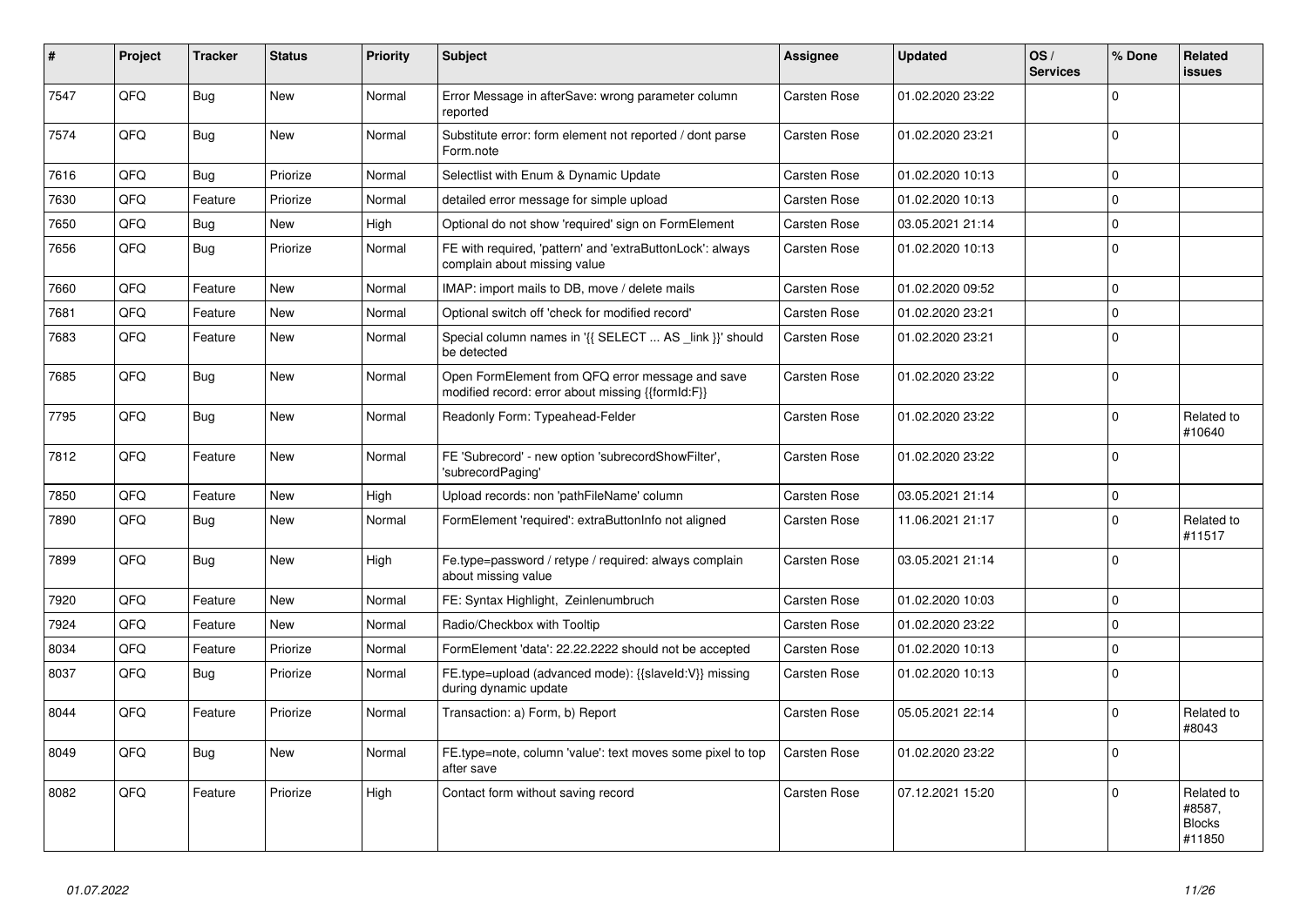| # | Project | Tracker | Status | Priority | Subject | Assignee | Updated | OS / Services | % Done | Related issues |
|---|---|---|---|---|---|---|---|---|---|---|
| 7547 | QFQ | Bug | New | Normal | Error Message in afterSave: wrong parameter column reported | Carsten Rose | 01.02.2020 23:22 | | 0 | |
| 7574 | QFQ | Bug | New | Normal | Substitute error: form element not reported / dont parse Form.note | Carsten Rose | 01.02.2020 23:21 | | 0 | |
| 7616 | QFQ | Bug | Priorize | Normal | Selectlist with Enum & Dynamic Update | Carsten Rose | 01.02.2020 10:13 | | 0 | |
| 7630 | QFQ | Feature | Priorize | Normal | detailed error message for simple upload | Carsten Rose | 01.02.2020 10:13 | | 0 | |
| 7650 | QFQ | Bug | New | High | Optional do not show 'required' sign on FormElement | Carsten Rose | 03.05.2021 21:14 | | 0 | |
| 7656 | QFQ | Bug | Priorize | Normal | FE with required, 'pattern' and 'extraButtonLock': always complain about missing value | Carsten Rose | 01.02.2020 10:13 | | 0 | |
| 7660 | QFQ | Feature | New | Normal | IMAP: import mails to DB, move / delete mails | Carsten Rose | 01.02.2020 09:52 | | 0 | |
| 7681 | QFQ | Feature | New | Normal | Optional switch off 'check for modified record' | Carsten Rose | 01.02.2020 23:21 | | 0 | |
| 7683 | QFQ | Feature | New | Normal | Special column names in '{{ SELECT ... AS _link }}' should be detected | Carsten Rose | 01.02.2020 23:21 | | 0 | |
| 7685 | QFQ | Bug | New | Normal | Open FormElement from QFQ error message and save modified record: error about missing {{formId:F}} | Carsten Rose | 01.02.2020 23:22 | | 0 | |
| 7795 | QFQ | Bug | New | Normal | Readonly Form: Typeahead-Felder | Carsten Rose | 01.02.2020 23:22 | | 0 | Related to #10640 |
| 7812 | QFQ | Feature | New | Normal | FE 'Subrecord' - new option 'subrecordShowFilter', 'subrecordPaging' | Carsten Rose | 01.02.2020 23:22 | | 0 | |
| 7850 | QFQ | Feature | New | High | Upload records: non 'pathFileName' column | Carsten Rose | 03.05.2021 21:14 | | 0 | |
| 7890 | QFQ | Bug | New | Normal | FormElement 'required': extraButtonInfo not aligned | Carsten Rose | 11.06.2021 21:17 | | 0 | Related to #11517 |
| 7899 | QFQ | Bug | New | High | Fe.type=password / retype / required: always complain about missing value | Carsten Rose | 03.05.2021 21:14 | | 0 | |
| 7920 | QFQ | Feature | New | Normal | FE: Syntax Highlight, Zeilenumbruch | Carsten Rose | 01.02.2020 10:03 | | 0 | |
| 7924 | QFQ | Feature | New | Normal | Radio/Checkbox with Tooltip | Carsten Rose | 01.02.2020 23:22 | | 0 | |
| 8034 | QFQ | Feature | Priorize | Normal | FormElement 'data': 22.22.2222 should not be accepted | Carsten Rose | 01.02.2020 10:13 | | 0 | |
| 8037 | QFQ | Bug | Priorize | Normal | FE.type=upload (advanced mode): {{slaveId:V}} missing during dynamic update | Carsten Rose | 01.02.2020 10:13 | | 0 | |
| 8044 | QFQ | Feature | Priorize | Normal | Transaction: a) Form, b) Report | Carsten Rose | 05.05.2021 22:14 | | 0 | Related to #8043 |
| 8049 | QFQ | Bug | New | Normal | FE.type=note, column 'value': text moves some pixel to top after save | Carsten Rose | 01.02.2020 23:22 | | 0 | |
| 8082 | QFQ | Feature | Priorize | High | Contact form without saving record | Carsten Rose | 07.12.2021 15:20 | | 0 | Related to #8587, Blocks #11850 |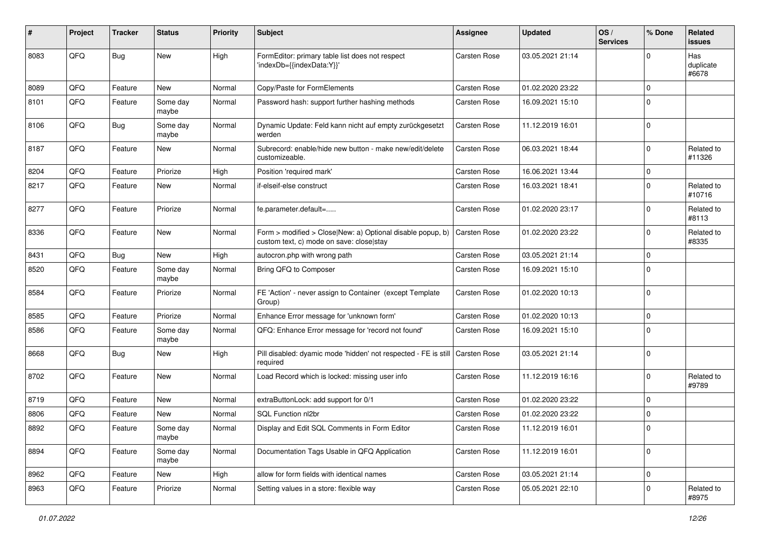| # | Project | Tracker | Status | Priority | Subject | Assignee | Updated | OS / Services | % Done | Related issues |
|---|---|---|---|---|---|---|---|---|---|---|
| 8083 | QFQ | Bug | New | High | FormEditor: primary table list does not respect 'indexDb={{indexData:Y}}' | Carsten Rose | 03.05.2021 21:14 | | 0 | Has duplicate #6678 |
| 8089 | QFQ | Feature | New | Normal | Copy/Paste for FormElements | Carsten Rose | 01.02.2020 23:22 | | 0 | |
| 8101 | QFQ | Feature | Some day maybe | Normal | Password hash: support further hashing methods | Carsten Rose | 16.09.2021 15:10 | | 0 | |
| 8106 | QFQ | Bug | Some day maybe | Normal | Dynamic Update: Feld kann nicht auf empty zurückgesetzt werden | Carsten Rose | 11.12.2019 16:01 | | 0 | |
| 8187 | QFQ | Feature | New | Normal | Subrecord: enable/hide new button - make new/edit/delete customizeable. | Carsten Rose | 06.03.2021 18:44 | | 0 | Related to #11326 |
| 8204 | QFQ | Feature | Priorize | High | Position 'required mark' | Carsten Rose | 16.06.2021 13:44 | | 0 | |
| 8217 | QFQ | Feature | New | Normal | if-elseif-else construct | Carsten Rose | 16.03.2021 18:41 | | 0 | Related to #10716 |
| 8277 | QFQ | Feature | Priorize | Normal | fe.parameter.default=..... | Carsten Rose | 01.02.2020 23:17 | | 0 | Related to #8113 |
| 8336 | QFQ | Feature | New | Normal | Form > modified > Close\|New: a) Optional disable popup, b) custom text, c) mode on save: close\|stay | Carsten Rose | 01.02.2020 23:22 | | 0 | Related to #8335 |
| 8431 | QFQ | Bug | New | High | autocron.php with wrong path | Carsten Rose | 03.05.2021 21:14 | | 0 | |
| 8520 | QFQ | Feature | Some day maybe | Normal | Bring QFQ to Composer | Carsten Rose | 16.09.2021 15:10 | | 0 | |
| 8584 | QFQ | Feature | Priorize | Normal | FE 'Action' - never assign to Container (except Template Group) | Carsten Rose | 01.02.2020 10:13 | | 0 | |
| 8585 | QFQ | Feature | Priorize | Normal | Enhance Error message for 'unknown form' | Carsten Rose | 01.02.2020 10:13 | | 0 | |
| 8586 | QFQ | Feature | Some day maybe | Normal | QFQ: Enhance Error message for 'record not found' | Carsten Rose | 16.09.2021 15:10 | | 0 | |
| 8668 | QFQ | Bug | New | High | Pill disabled: dyamic mode 'hidden' not respected - FE is still required | Carsten Rose | 03.05.2021 21:14 | | 0 | |
| 8702 | QFQ | Feature | New | Normal | Load Record which is locked: missing user info | Carsten Rose | 11.12.2019 16:16 | | 0 | Related to #9789 |
| 8719 | QFQ | Feature | New | Normal | extraButtonLock: add support for 0/1 | Carsten Rose | 01.02.2020 23:22 | | 0 | |
| 8806 | QFQ | Feature | New | Normal | SQL Function nl2br | Carsten Rose | 01.02.2020 23:22 | | 0 | |
| 8892 | QFQ | Feature | Some day maybe | Normal | Display and Edit SQL Comments in Form Editor | Carsten Rose | 11.12.2019 16:01 | | 0 | |
| 8894 | QFQ | Feature | Some day maybe | Normal | Documentation Tags Usable in QFQ Application | Carsten Rose | 11.12.2019 16:01 | | 0 | |
| 8962 | QFQ | Feature | New | High | allow for form fields with identical names | Carsten Rose | 03.05.2021 21:14 | | 0 | |
| 8963 | QFQ | Feature | Priorize | Normal | Setting values in a store: flexible way | Carsten Rose | 05.05.2021 22:10 | | 0 | Related to #8975 |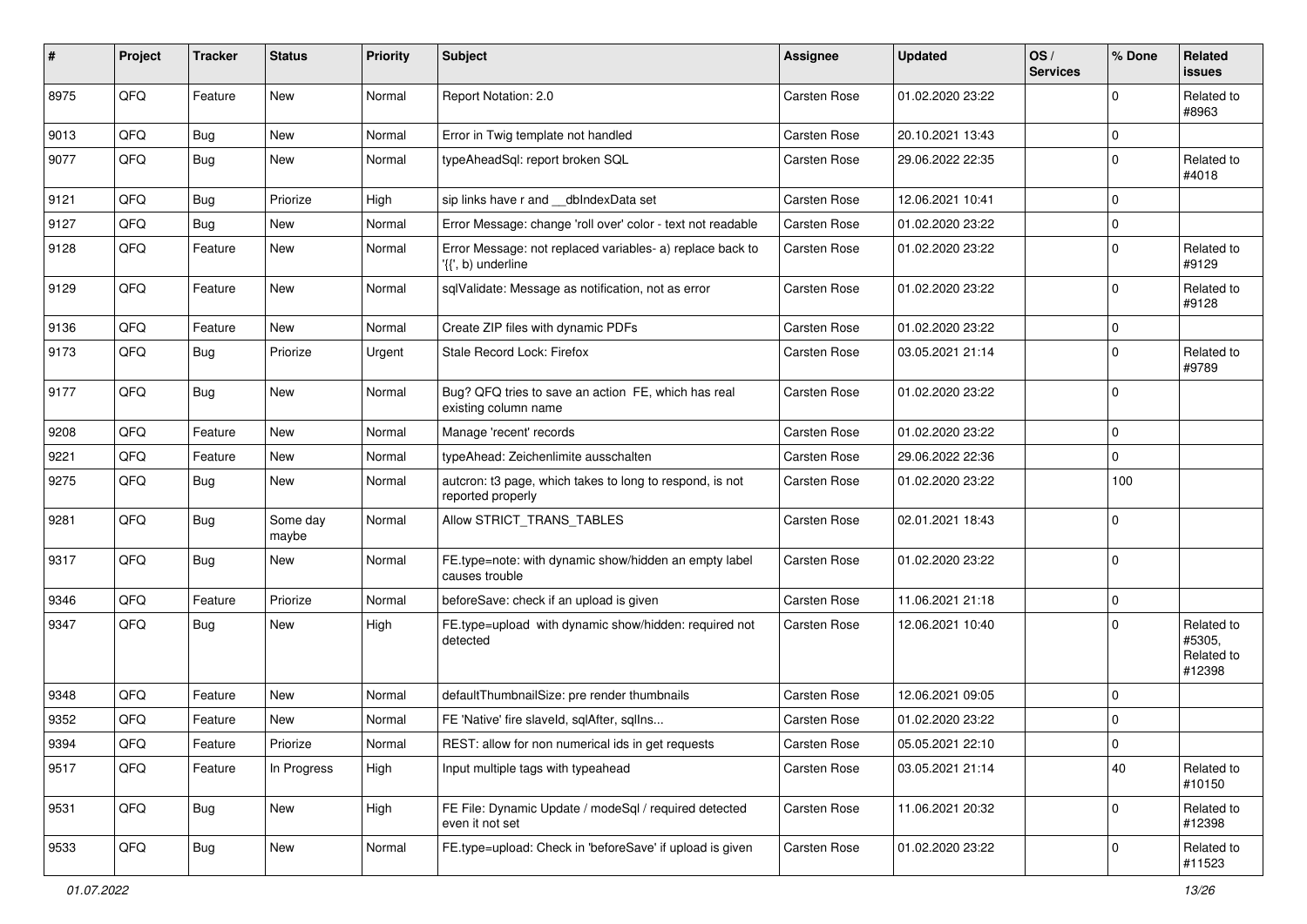| # | Project | Tracker | Status | Priority | Subject | Assignee | Updated | OS / Services | % Done | Related issues |
|---|---|---|---|---|---|---|---|---|---|---|
| 8975 | QFQ | Feature | New | Normal | Report Notation: 2.0 | Carsten Rose | 01.02.2020 23:22 | | 0 | Related to #8963 |
| 9013 | QFQ | Bug | New | Normal | Error in Twig template not handled | Carsten Rose | 20.10.2021 13:43 | | 0 | |
| 9077 | QFQ | Bug | New | Normal | typeAheadSql: report broken SQL | Carsten Rose | 29.06.2022 22:35 | | 0 | Related to #4018 |
| 9121 | QFQ | Bug | Priorize | High | sip links have r and __dbIndexData set | Carsten Rose | 12.06.2021 10:41 | | 0 | |
| 9127 | QFQ | Bug | New | Normal | Error Message: change 'roll over' color - text not readable | Carsten Rose | 01.02.2020 23:22 | | 0 | |
| 9128 | QFQ | Feature | New | Normal | Error Message: not replaced variables- a) replace back to '{{', b) underline | Carsten Rose | 01.02.2020 23:22 | | 0 | Related to #9129 |
| 9129 | QFQ | Feature | New | Normal | sqlValidate: Message as notification, not as error | Carsten Rose | 01.02.2020 23:22 | | 0 | Related to #9128 |
| 9136 | QFQ | Feature | New | Normal | Create ZIP files with dynamic PDFs | Carsten Rose | 01.02.2020 23:22 | | 0 | |
| 9173 | QFQ | Bug | Priorize | Urgent | Stale Record Lock: Firefox | Carsten Rose | 03.05.2021 21:14 | | 0 | Related to #9789 |
| 9177 | QFQ | Bug | New | Normal | Bug? QFQ tries to save an action FE, which has real existing column name | Carsten Rose | 01.02.2020 23:22 | | 0 | |
| 9208 | QFQ | Feature | New | Normal | Manage 'recent' records | Carsten Rose | 01.02.2020 23:22 | | 0 | |
| 9221 | QFQ | Feature | New | Normal | typeAhead: Zeichenlimite ausschalten | Carsten Rose | 29.06.2022 22:36 | | 0 | |
| 9275 | QFQ | Bug | New | Normal | autcron: t3 page, which takes to long to respond, is not reported properly | Carsten Rose | 01.02.2020 23:22 | | 100 | |
| 9281 | QFQ | Bug | Some day maybe | Normal | Allow STRICT_TRANS_TABLES | Carsten Rose | 02.01.2021 18:43 | | 0 | |
| 9317 | QFQ | Bug | New | Normal | FE.type=note: with dynamic show/hidden an empty label causes trouble | Carsten Rose | 01.02.2020 23:22 | | 0 | |
| 9346 | QFQ | Feature | Priorize | Normal | beforeSave: check if an upload is given | Carsten Rose | 11.06.2021 21:18 | | 0 | |
| 9347 | QFQ | Bug | New | High | FE.type=upload with dynamic show/hidden: required not detected | Carsten Rose | 12.06.2021 10:40 | | 0 | Related to #5305, Related to #12398 |
| 9348 | QFQ | Feature | New | Normal | defaultThumbnailSize: pre render thumbnails | Carsten Rose | 12.06.2021 09:05 | | 0 | |
| 9352 | QFQ | Feature | New | Normal | FE 'Native' fire slaveId, sqlAfter, sqlIns... | Carsten Rose | 01.02.2020 23:22 | | 0 | |
| 9394 | QFQ | Feature | Priorize | Normal | REST: allow for non numerical ids in get requests | Carsten Rose | 05.05.2021 22:10 | | 0 | |
| 9517 | QFQ | Feature | In Progress | High | Input multiple tags with typeahead | Carsten Rose | 03.05.2021 21:14 | | 40 | Related to #10150 |
| 9531 | QFQ | Bug | New | High | FE File: Dynamic Update / modeSql / required detected even it not set | Carsten Rose | 11.06.2021 20:32 | | 0 | Related to #12398 |
| 9533 | QFQ | Bug | New | Normal | FE.type=upload: Check in 'beforeSave' if upload is given | Carsten Rose | 01.02.2020 23:22 | | 0 | Related to #11523 |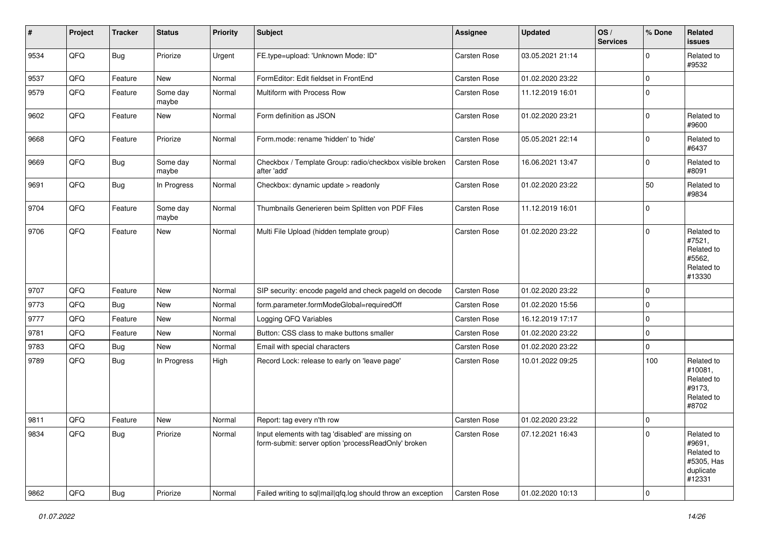| # | Project | Tracker | Status | Priority | Subject | Assignee | Updated | OS / Services | % Done | Related issues |
|---|---|---|---|---|---|---|---|---|---|---|
| 9534 | QFQ | Bug | Priorize | Urgent | FE.type=upload: 'Unknown Mode: ID" | Carsten Rose | 03.05.2021 21:14 | | 0 | Related to #9532 |
| 9537 | QFQ | Feature | New | Normal | FormEditor: Edit fieldset in FrontEnd | Carsten Rose | 01.02.2020 23:22 | | 0 | |
| 9579 | QFQ | Feature | Some day maybe | Normal | Multiform with Process Row | Carsten Rose | 11.12.2019 16:01 | | 0 | |
| 9602 | QFQ | Feature | New | Normal | Form definition as JSON | Carsten Rose | 01.02.2020 23:21 | | 0 | Related to #9600 |
| 9668 | QFQ | Feature | Priorize | Normal | Form.mode: rename 'hidden' to 'hide' | Carsten Rose | 05.05.2021 22:14 | | 0 | Related to #6437 |
| 9669 | QFQ | Bug | Some day maybe | Normal | Checkbox / Template Group: radio/checkbox visible broken after 'add' | Carsten Rose | 16.06.2021 13:47 | | 0 | Related to #8091 |
| 9691 | QFQ | Bug | In Progress | Normal | Checkbox: dynamic update > readonly | Carsten Rose | 01.02.2020 23:22 | | 50 | Related to #9834 |
| 9704 | QFQ | Feature | Some day maybe | Normal | Thumbnails Generieren beim Splitten von PDF Files | Carsten Rose | 11.12.2019 16:01 | | 0 | |
| 9706 | QFQ | Feature | New | Normal | Multi File Upload (hidden template group) | Carsten Rose | 01.02.2020 23:22 | | 0 | Related to #7521, Related to #5562, Related to #13330 |
| 9707 | QFQ | Feature | New | Normal | SIP security: encode pageId and check pageId on decode | Carsten Rose | 01.02.2020 23:22 | | 0 | |
| 9773 | QFQ | Bug | New | Normal | form.parameter.formModeGlobal=requiredOff | Carsten Rose | 01.02.2020 15:56 | | 0 | |
| 9777 | QFQ | Feature | New | Normal | Logging QFQ Variables | Carsten Rose | 16.12.2019 17:17 | | 0 | |
| 9781 | QFQ | Feature | New | Normal | Button: CSS class to make buttons smaller | Carsten Rose | 01.02.2020 23:22 | | 0 | |
| 9783 | QFQ | Bug | New | Normal | Email with special characters | Carsten Rose | 01.02.2020 23:22 | | 0 | |
| 9789 | QFQ | Bug | In Progress | High | Record Lock: release to early on 'leave page' | Carsten Rose | 10.01.2022 09:25 | | 100 | Related to #10081, Related to #9173, Related to #8702 |
| 9811 | QFQ | Feature | New | Normal | Report: tag every n'th row | Carsten Rose | 01.02.2020 23:22 | | 0 | |
| 9834 | QFQ | Bug | Priorize | Normal | Input elements with tag 'disabled' are missing on form-submit: server option 'processReadOnly' broken | Carsten Rose | 07.12.2021 16:43 | | 0 | Related to #9691, Related to #5305, Has duplicate #12331 |
| 9862 | QFQ | Bug | Priorize | Normal | Failed writing to sql\|mail\|qfq.log should throw an exception | Carsten Rose | 01.02.2020 10:13 | | 0 | |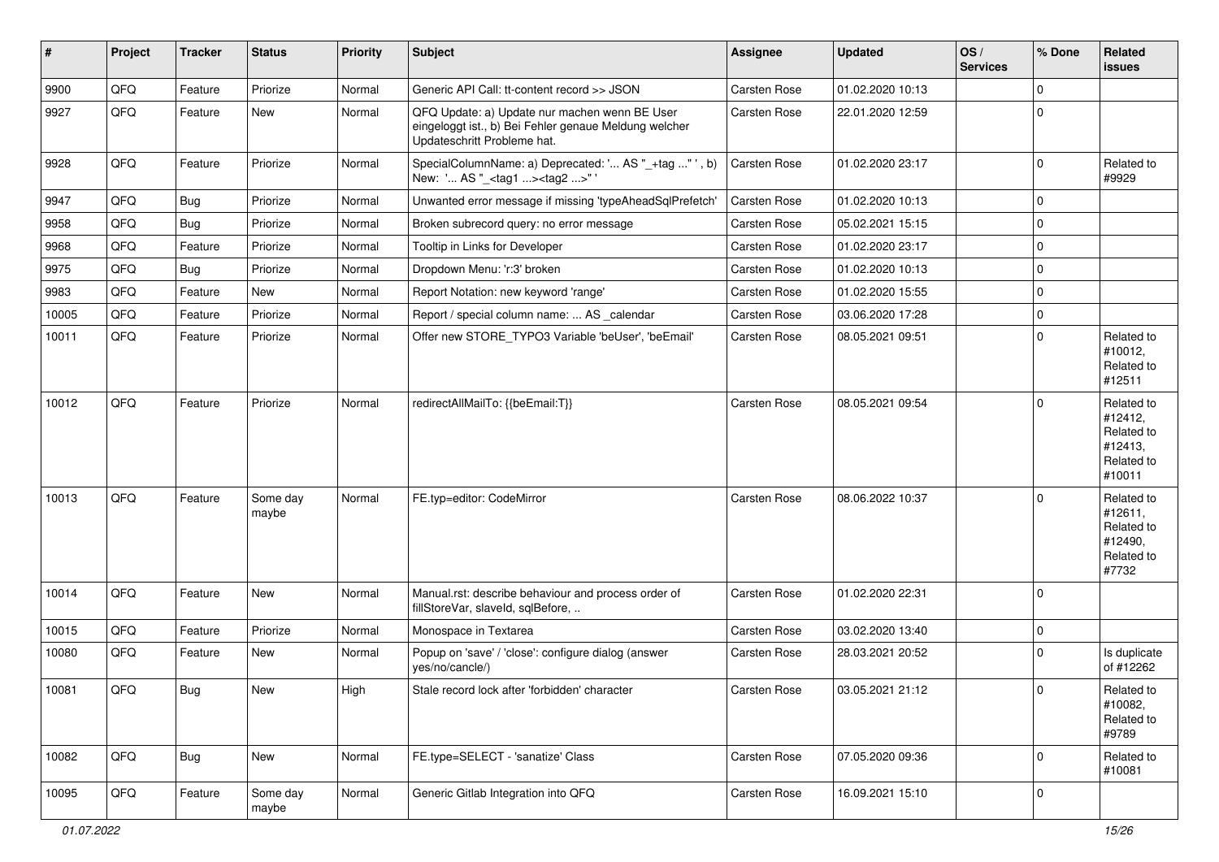| # | Project | Tracker | Status | Priority | Subject | Assignee | Updated | OS / Services | % Done | Related issues |
|---|---|---|---|---|---|---|---|---|---|---|
| 9900 | QFQ | Feature | Priorize | Normal | Generic API Call: tt-content record >> JSON | Carsten Rose | 01.02.2020 10:13 | | 0 | |
| 9927 | QFQ | Feature | New | Normal | QFQ Update: a) Update nur machen wenn BE User eingeloggt ist., b) Bei Fehler genaue Meldung welcher Updateschritt Probleme hat. | Carsten Rose | 22.01.2020 12:59 | | 0 | |
| 9928 | QFQ | Feature | Priorize | Normal | SpecialColumnName: a) Deprecated: '... AS "_+tag ..." ', b) New: '... AS "_<tag1 ...><tag2 ...>" ' | Carsten Rose | 01.02.2020 23:17 | | 0 | Related to #9929 |
| 9947 | QFQ | Bug | Priorize | Normal | Unwanted error message if missing 'typeAheadSqlPrefetch' | Carsten Rose | 01.02.2020 10:13 | | 0 | |
| 9958 | QFQ | Bug | Priorize | Normal | Broken subrecord query: no error message | Carsten Rose | 05.02.2021 15:15 | | 0 | |
| 9968 | QFQ | Feature | Priorize | Normal | Tooltip in Links for Developer | Carsten Rose | 01.02.2020 23:17 | | 0 | |
| 9975 | QFQ | Bug | Priorize | Normal | Dropdown Menu: 'r:3' broken | Carsten Rose | 01.02.2020 10:13 | | 0 | |
| 9983 | QFQ | Feature | New | Normal | Report Notation: new keyword 'range' | Carsten Rose | 01.02.2020 15:55 | | 0 | |
| 10005 | QFQ | Feature | Priorize | Normal | Report / special column name: ... AS _calendar | Carsten Rose | 03.06.2020 17:28 | | 0 | |
| 10011 | QFQ | Feature | Priorize | Normal | Offer new STORE_TYPO3 Variable 'beUser', 'beEmail' | Carsten Rose | 08.05.2021 09:51 | | 0 | Related to #10012, Related to #12511 |
| 10012 | QFQ | Feature | Priorize | Normal | redirectAllMailTo: {{beEmail:T}} | Carsten Rose | 08.05.2021 09:54 | | 0 | Related to #12412, Related to #12413, Related to #10011 |
| 10013 | QFQ | Feature | Some day maybe | Normal | FE.typ=editor: CodeMirror | Carsten Rose | 08.06.2022 10:37 | | 0 | Related to #12611, Related to #12490, Related to #7732 |
| 10014 | QFQ | Feature | New | Normal | Manual.rst: describe behaviour and process order of fillStoreVar, slaveId, sqlBefore, .. | Carsten Rose | 01.02.2020 22:31 | | 0 | |
| 10015 | QFQ | Feature | Priorize | Normal | Monospace in Textarea | Carsten Rose | 03.02.2020 13:40 | | 0 | |
| 10080 | QFQ | Feature | New | Normal | Popup on 'save' / 'close': configure dialog (answer yes/no/cancle/) | Carsten Rose | 28.03.2021 20:52 | | 0 | Is duplicate of #12262 |
| 10081 | QFQ | Bug | New | High | Stale record lock after 'forbidden' character | Carsten Rose | 03.05.2021 21:12 | | 0 | Related to #10082, Related to #9789 |
| 10082 | QFQ | Bug | New | Normal | FE.type=SELECT - 'sanatize' Class | Carsten Rose | 07.05.2020 09:36 | | 0 | Related to #10081 |
| 10095 | QFQ | Feature | Some day maybe | Normal | Generic Gitlab Integration into QFQ | Carsten Rose | 16.09.2021 15:10 | | 0 | |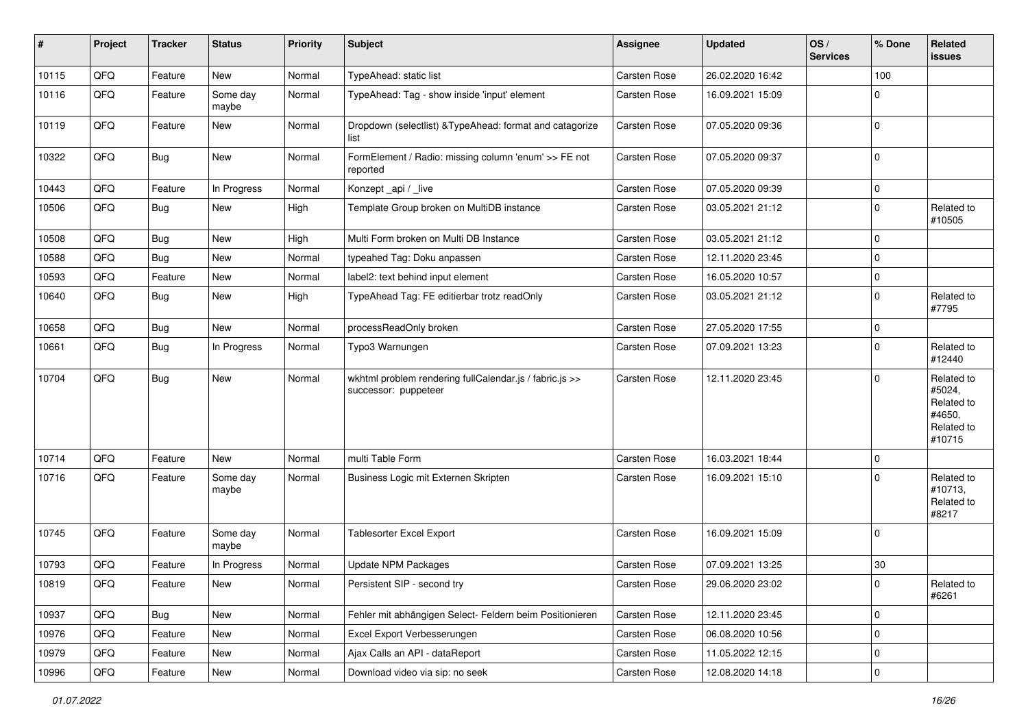| # | Project | Tracker | Status | Priority | Subject | Assignee | Updated | OS / Services | % Done | Related issues |
|---|---|---|---|---|---|---|---|---|---|---|
| 10115 | QFQ | Feature | New | Normal | TypeAhead: static list | Carsten Rose | 26.02.2020 16:42 | | 100 | |
| 10116 | QFQ | Feature | Some day maybe | Normal | TypeAhead: Tag - show inside 'input' element | Carsten Rose | 16.09.2021 15:09 | | 0 | |
| 10119 | QFQ | Feature | New | Normal | Dropdown (selectlist) &TypeAhead: format and catagorize list | Carsten Rose | 07.05.2020 09:36 | | 0 | |
| 10322 | QFQ | Bug | New | Normal | FormElement / Radio: missing column 'enum' >> FE not reported | Carsten Rose | 07.05.2020 09:37 | | 0 | |
| 10443 | QFQ | Feature | In Progress | Normal | Konzept _api / _live | Carsten Rose | 07.05.2020 09:39 | | 0 | |
| 10506 | QFQ | Bug | New | High | Template Group broken on MultiDB instance | Carsten Rose | 03.05.2021 21:12 | | 0 | Related to #10505 |
| 10508 | QFQ | Bug | New | High | Multi Form broken on Multi DB Instance | Carsten Rose | 03.05.2021 21:12 | | 0 | |
| 10588 | QFQ | Bug | New | Normal | typeahed Tag: Doku anpassen | Carsten Rose | 12.11.2020 23:45 | | 0 | |
| 10593 | QFQ | Feature | New | Normal | label2: text behind input element | Carsten Rose | 16.05.2020 10:57 | | 0 | |
| 10640 | QFQ | Bug | New | High | TypeAhead Tag: FE editierbar trotz readOnly | Carsten Rose | 03.05.2021 21:12 | | 0 | Related to #7795 |
| 10658 | QFQ | Bug | New | Normal | processReadOnly broken | Carsten Rose | 27.05.2020 17:55 | | 0 | |
| 10661 | QFQ | Bug | In Progress | Normal | Typo3 Warnungen | Carsten Rose | 07.09.2021 13:23 | | 0 | Related to #12440 |
| 10704 | QFQ | Bug | New | Normal | wkhtml problem rendering fullCalendar.js / fabric.js >> successor: puppeteer | Carsten Rose | 12.11.2020 23:45 | | 0 | Related to #5024, Related to #4650, Related to #10715 |
| 10714 | QFQ | Feature | New | Normal | multi Table Form | Carsten Rose | 16.03.2021 18:44 | | 0 | |
| 10716 | QFQ | Feature | Some day maybe | Normal | Business Logic mit Externen Skripten | Carsten Rose | 16.09.2021 15:10 | | 0 | Related to #10713, Related to #8217 |
| 10745 | QFQ | Feature | Some day maybe | Normal | Tablesorter Excel Export | Carsten Rose | 16.09.2021 15:09 | | 0 | |
| 10793 | QFQ | Feature | In Progress | Normal | Update NPM Packages | Carsten Rose | 07.09.2021 13:25 | | 30 | |
| 10819 | QFQ | Feature | New | Normal | Persistent SIP - second try | Carsten Rose | 29.06.2020 23:02 | | 0 | Related to #6261 |
| 10937 | QFQ | Bug | New | Normal | Fehler mit abhängigen Select- Feldern beim Positionieren | Carsten Rose | 12.11.2020 23:45 | | 0 | |
| 10976 | QFQ | Feature | New | Normal | Excel Export Verbesserungen | Carsten Rose | 06.08.2020 10:56 | | 0 | |
| 10979 | QFQ | Feature | New | Normal | Ajax Calls an API - dataReport | Carsten Rose | 11.05.2022 12:15 | | 0 | |
| 10996 | QFQ | Feature | New | Normal | Download video via sip: no seek | Carsten Rose | 12.08.2020 14:18 | | 0 | |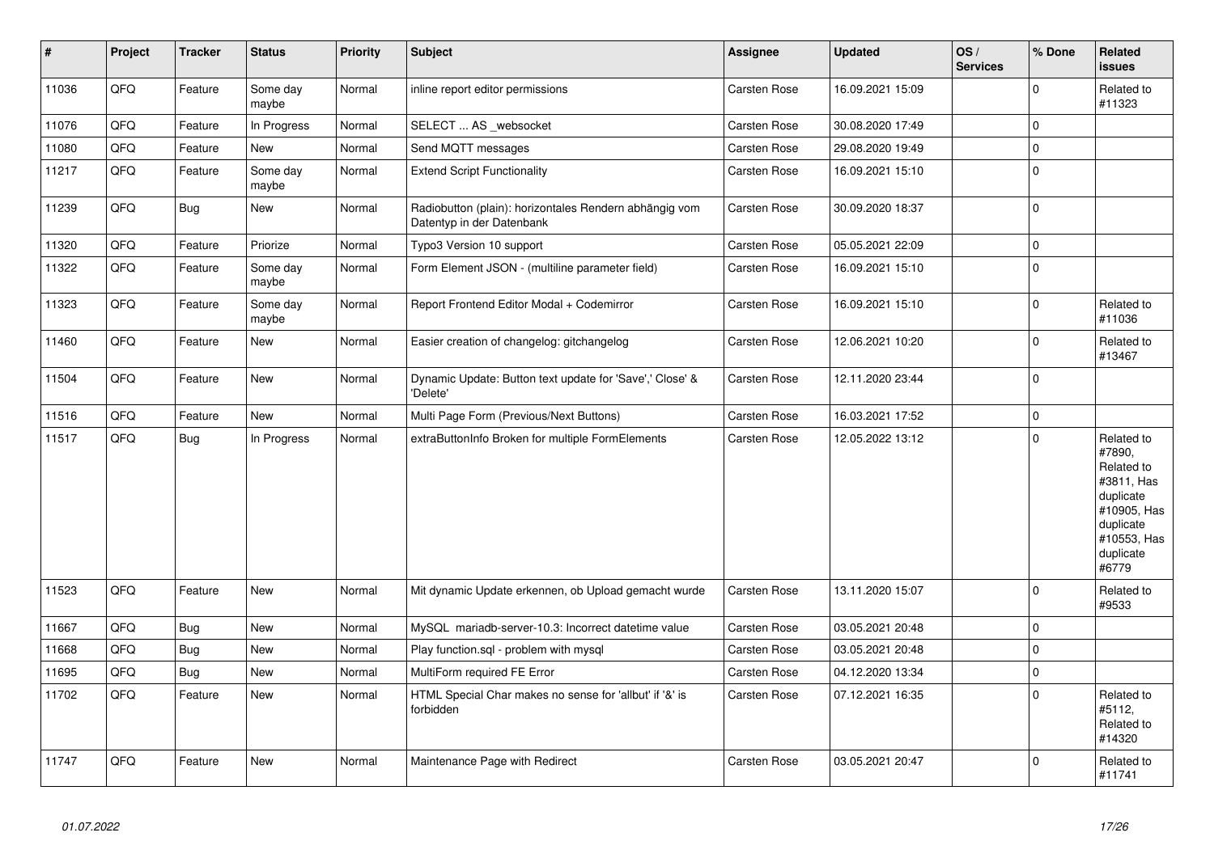| # | Project | Tracker | Status | Priority | Subject | Assignee | Updated | OS / Services | % Done | Related issues |
|---|---|---|---|---|---|---|---|---|---|---|
| 11036 | QFQ | Feature | Some day maybe | Normal | inline report editor permissions | Carsten Rose | 16.09.2021 15:09 | | 0 | Related to #11323 |
| 11076 | QFQ | Feature | In Progress | Normal | SELECT ... AS _websocket | Carsten Rose | 30.08.2020 17:49 | | 0 | |
| 11080 | QFQ | Feature | New | Normal | Send MQTT messages | Carsten Rose | 29.08.2020 19:49 | | 0 | |
| 11217 | QFQ | Feature | Some day maybe | Normal | Extend Script Functionality | Carsten Rose | 16.09.2021 15:10 | | 0 | |
| 11239 | QFQ | Bug | New | Normal | Radiobutton (plain): horizontales Rendern abhängig vom Datentyp in der Datenbank | Carsten Rose | 30.09.2020 18:37 | | 0 | |
| 11320 | QFQ | Feature | Priorize | Normal | Typo3 Version 10 support | Carsten Rose | 05.05.2021 22:09 | | 0 | |
| 11322 | QFQ | Feature | Some day maybe | Normal | Form Element JSON - (multiline parameter field) | Carsten Rose | 16.09.2021 15:10 | | 0 | |
| 11323 | QFQ | Feature | Some day maybe | Normal | Report Frontend Editor Modal + Codemirror | Carsten Rose | 16.09.2021 15:10 | | 0 | Related to #11036 |
| 11460 | QFQ | Feature | New | Normal | Easier creation of changelog: gitchangelog | Carsten Rose | 12.06.2021 10:20 | | 0 | Related to #13467 |
| 11504 | QFQ | Feature | New | Normal | Dynamic Update: Button text update for 'Save',' Close' & 'Delete' | Carsten Rose | 12.11.2020 23:44 | | 0 | |
| 11516 | QFQ | Feature | New | Normal | Multi Page Form (Previous/Next Buttons) | Carsten Rose | 16.03.2021 17:52 | | 0 | |
| 11517 | QFQ | Bug | In Progress | Normal | extraButtonInfo Broken for multiple FormElements | Carsten Rose | 12.05.2022 13:12 | | 0 | Related to #7890, Related to #3811, Has duplicate #10905, Has duplicate #10553, Has duplicate #6779 |
| 11523 | QFQ | Feature | New | Normal | Mit dynamic Update erkennen, ob Upload gemacht wurde | Carsten Rose | 13.11.2020 15:07 | | 0 | Related to #9533 |
| 11667 | QFQ | Bug | New | Normal | MySQL mariadb-server-10.3: Incorrect datetime value | Carsten Rose | 03.05.2021 20:48 | | 0 | |
| 11668 | QFQ | Bug | New | Normal | Play function.sql - problem with mysql | Carsten Rose | 03.05.2021 20:48 | | 0 | |
| 11695 | QFQ | Bug | New | Normal | MultiForm required FE Error | Carsten Rose | 04.12.2020 13:34 | | 0 | |
| 11702 | QFQ | Feature | New | Normal | HTML Special Char makes no sense for 'allbut' if '&' is forbidden | Carsten Rose | 07.12.2021 16:35 | | 0 | Related to #5112, Related to #14320 |
| 11747 | QFQ | Feature | New | Normal | Maintenance Page with Redirect | Carsten Rose | 03.05.2021 20:47 | | 0 | Related to #11741 |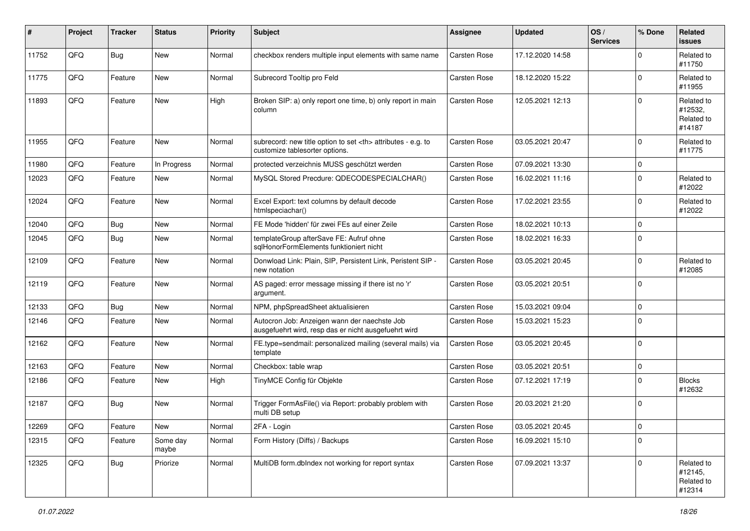| # | Project | Tracker | Status | Priority | Subject | Assignee | Updated | OS / Services | % Done | Related issues |
|---|---|---|---|---|---|---|---|---|---|---|
| 11752 | QFQ | Bug | New | Normal | checkbox renders multiple input elements with same name | Carsten Rose | 17.12.2020 14:58 | | 0 | Related to #11750 |
| 11775 | QFQ | Feature | New | Normal | Subrecord Tooltip pro Feld | Carsten Rose | 18.12.2020 15:22 | | 0 | Related to #11955 |
| 11893 | QFQ | Feature | New | High | Broken SIP: a) only report one time, b) only report in main column | Carsten Rose | 12.05.2021 12:13 | | 0 | Related to #12532, Related to #14187 |
| 11955 | QFQ | Feature | New | Normal | subrecord: new title option to set <th> attributes - e.g. to customize tablesorter options. | Carsten Rose | 03.05.2021 20:47 | | 0 | Related to #11775 |
| 11980 | QFQ | Feature | In Progress | Normal | protected verzeichnis MUSS geschützt werden | Carsten Rose | 07.09.2021 13:30 | | 0 | |
| 12023 | QFQ | Feature | New | Normal | MySQL Stored Precdure: QDECODESPECIALCHAR() | Carsten Rose | 16.02.2021 11:16 | | 0 | Related to #12022 |
| 12024 | QFQ | Feature | New | Normal | Excel Export: text columns by default decode htmlspeciachar() | Carsten Rose | 17.02.2021 23:55 | | 0 | Related to #12022 |
| 12040 | QFQ | Bug | New | Normal | FE Mode 'hidden' für zwei FEs auf einer Zeile | Carsten Rose | 18.02.2021 10:13 | | 0 | |
| 12045 | QFQ | Bug | New | Normal | templateGroup afterSave FE: Aufruf ohne sqlHonorFormElements funktioniert nicht | Carsten Rose | 18.02.2021 16:33 | | 0 | |
| 12109 | QFQ | Feature | New | Normal | Donwload Link: Plain, SIP, Persistent Link, Peristent SIP - new notation | Carsten Rose | 03.05.2021 20:45 | | 0 | Related to #12085 |
| 12119 | QFQ | Feature | New | Normal | AS paged: error message missing if there ist no 'r' argument. | Carsten Rose | 03.05.2021 20:51 | | 0 | |
| 12133 | QFQ | Bug | New | Normal | NPM, phpSpreadSheet aktualisieren | Carsten Rose | 15.03.2021 09:04 | | 0 | |
| 12146 | QFQ | Feature | New | Normal | Autocron Job: Anzeigen wann der naechste Job ausgefuehrt wird, resp das er nicht ausgefuehrt wird | Carsten Rose | 15.03.2021 15:23 | | 0 | |
| 12162 | QFQ | Feature | New | Normal | FE.type=sendmail: personalized mailing (several mails) via template | Carsten Rose | 03.05.2021 20:45 | | 0 | |
| 12163 | QFQ | Feature | New | Normal | Checkbox: table wrap | Carsten Rose | 03.05.2021 20:51 | | 0 | |
| 12186 | QFQ | Feature | New | High | TinyMCE Config für Objekte | Carsten Rose | 07.12.2021 17:19 | | 0 | Blocks #12632 |
| 12187 | QFQ | Bug | New | Normal | Trigger FormAsFile() via Report: probably problem with multi DB setup | Carsten Rose | 20.03.2021 21:20 | | 0 | |
| 12269 | QFQ | Feature | New | Normal | 2FA - Login | Carsten Rose | 03.05.2021 20:45 | | 0 | |
| 12315 | QFQ | Feature | Some day maybe | Normal | Form History (Diffs) / Backups | Carsten Rose | 16.09.2021 15:10 | | 0 | |
| 12325 | QFQ | Bug | Priorize | Normal | MultiDB form.dbIndex not working for report syntax | Carsten Rose | 07.09.2021 13:37 | | 0 | Related to #12145, Related to #12314 |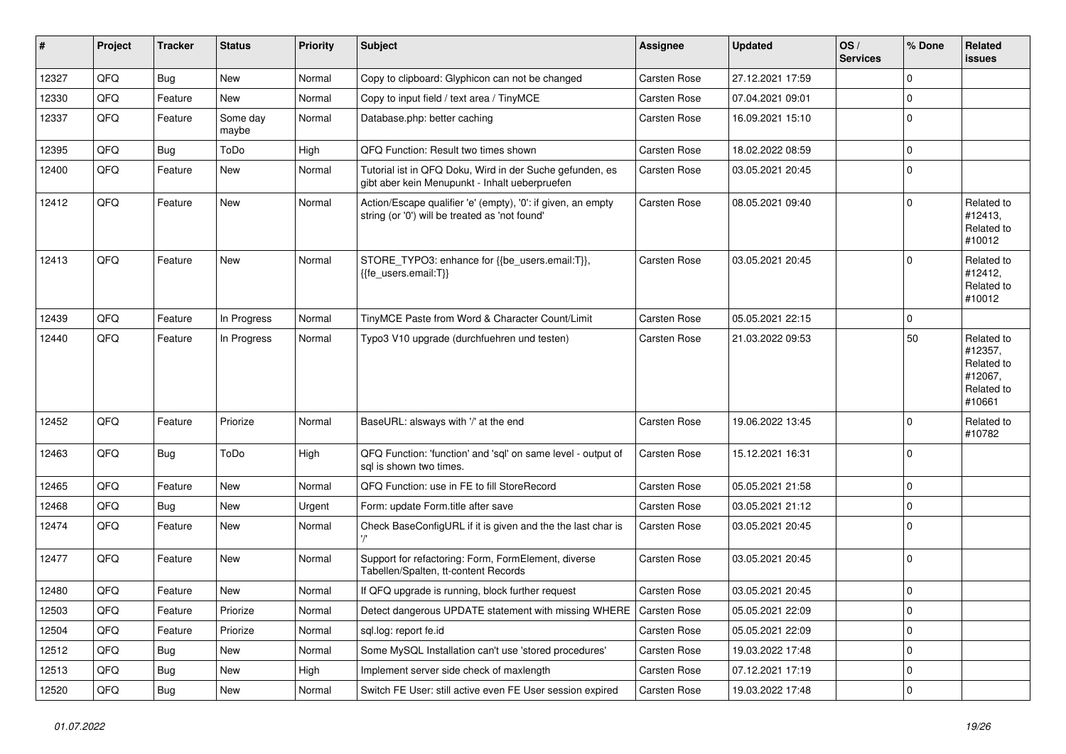| # | Project | Tracker | Status | Priority | Subject | Assignee | Updated | OS / Services | % Done | Related issues |
|---|---|---|---|---|---|---|---|---|---|---|
| 12327 | QFQ | Bug | New | Normal | Copy to clipboard: Glyphicon can not be changed | Carsten Rose | 27.12.2021 17:59 | | 0 | |
| 12330 | QFQ | Feature | New | Normal | Copy to input field / text area / TinyMCE | Carsten Rose | 07.04.2021 09:01 | | 0 | |
| 12337 | QFQ | Feature | Some day maybe | Normal | Database.php: better caching | Carsten Rose | 16.09.2021 15:10 | | 0 | |
| 12395 | QFQ | Bug | ToDo | High | QFQ Function: Result two times shown | Carsten Rose | 18.02.2022 08:59 | | 0 | |
| 12400 | QFQ | Feature | New | Normal | Tutorial ist in QFQ Doku, Wird in der Suche gefunden, es gibt aber kein Menupunkt - Inhalt ueberpruefen | Carsten Rose | 03.05.2021 20:45 | | 0 | |
| 12412 | QFQ | Feature | New | Normal | Action/Escape qualifier 'e' (empty), '0': if given, an empty string (or '0') will be treated as 'not found' | Carsten Rose | 08.05.2021 09:40 | | 0 | Related to #12413, Related to #10012 |
| 12413 | QFQ | Feature | New | Normal | STORE_TYPO3: enhance for {{be_users.email:T}}, {{fe_users.email:T}} | Carsten Rose | 03.05.2021 20:45 | | 0 | Related to #12412, Related to #10012 |
| 12439 | QFQ | Feature | In Progress | Normal | TinyMCE Paste from Word & Character Count/Limit | Carsten Rose | 05.05.2021 22:15 | | 0 | |
| 12440 | QFQ | Feature | In Progress | Normal | Typo3 V10 upgrade (durchfuehren und testen) | Carsten Rose | 21.03.2022 09:53 | | 50 | Related to #12357, Related to #12067, Related to #10661 |
| 12452 | QFQ | Feature | Priorize | Normal | BaseURL: alsways with '/' at the end | Carsten Rose | 19.06.2022 13:45 | | 0 | Related to #10782 |
| 12463 | QFQ | Bug | ToDo | High | QFQ Function: 'function' and 'sql' on same level - output of sql is shown two times. | Carsten Rose | 15.12.2021 16:31 | | 0 | |
| 12465 | QFQ | Feature | New | Normal | QFQ Function: use in FE to fill StoreRecord | Carsten Rose | 05.05.2021 21:58 | | 0 | |
| 12468 | QFQ | Bug | New | Urgent | Form: update Form.title after save | Carsten Rose | 03.05.2021 21:12 | | 0 | |
| 12474 | QFQ | Feature | New | Normal | Check BaseConfigURL if it is given and the the last char is '/' | Carsten Rose | 03.05.2021 20:45 | | 0 | |
| 12477 | QFQ | Feature | New | Normal | Support for refactoring: Form, FormElement, diverse Tabellen/Spalten, tt-content Records | Carsten Rose | 03.05.2021 20:45 | | 0 | |
| 12480 | QFQ | Feature | New | Normal | If QFQ upgrade is running, block further request | Carsten Rose | 03.05.2021 20:45 | | 0 | |
| 12503 | QFQ | Feature | Priorize | Normal | Detect dangerous UPDATE statement with missing WHERE | Carsten Rose | 05.05.2021 22:09 | | 0 | |
| 12504 | QFQ | Feature | Priorize | Normal | sql.log: report fe.id | Carsten Rose | 05.05.2021 22:09 | | 0 | |
| 12512 | QFQ | Bug | New | Normal | Some MySQL Installation can't use 'stored procedures' | Carsten Rose | 19.03.2022 17:48 | | 0 | |
| 12513 | QFQ | Bug | New | High | Implement server side check of maxlength | Carsten Rose | 07.12.2021 17:19 | | 0 | |
| 12520 | QFQ | Bug | New | Normal | Switch FE User: still active even FE User session expired | Carsten Rose | 19.03.2022 17:48 | | 0 | |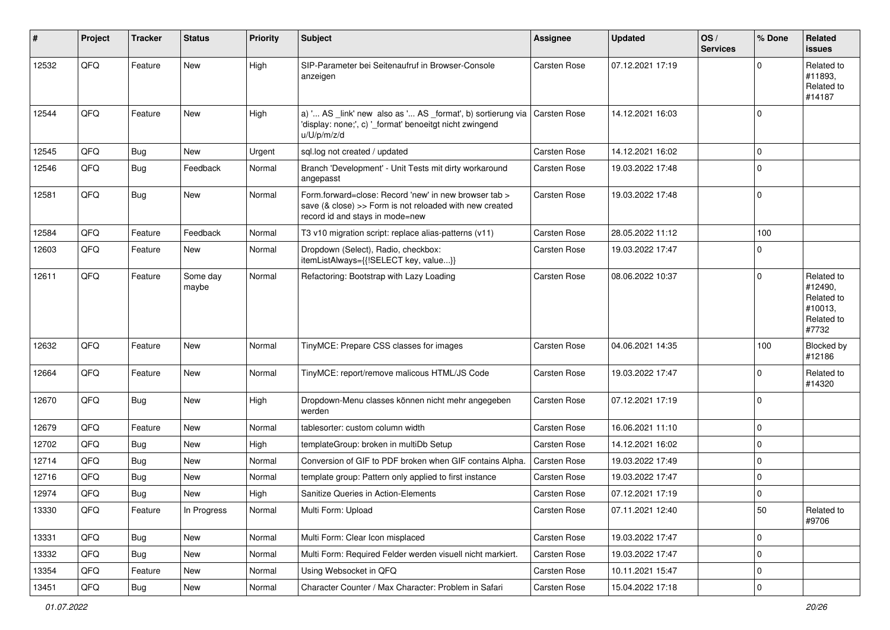| # | Project | Tracker | Status | Priority | Subject | Assignee | Updated | OS / Services | % Done | Related issues |
|---|---|---|---|---|---|---|---|---|---|---|
| 12532 | QFQ | Feature | New | High | SIP-Parameter bei Seitenaufruf in Browser-Console anzeigen | Carsten Rose | 07.12.2021 17:19 | | 0 | Related to #11893, Related to #14187 |
| 12544 | QFQ | Feature | New | High | a) '... AS _link' new also as '... AS _format', b) sortierung via 'display: none;', c) '_format' benoeitgt nicht zwingend u/U/p/m/z/d | Carsten Rose | 14.12.2021 16:03 | | 0 | |
| 12545 | QFQ | Bug | New | Urgent | sql.log not created / updated | Carsten Rose | 14.12.2021 16:02 | | 0 | |
| 12546 | QFQ | Bug | Feedback | Normal | Branch 'Development' - Unit Tests mit dirty workaround angepasst | Carsten Rose | 19.03.2022 17:48 | | 0 | |
| 12581 | QFQ | Bug | New | Normal | Form.forward=close: Record 'new' in new browser tab > save (& close) >> Form is not reloaded with new created record id and stays in mode=new | Carsten Rose | 19.03.2022 17:48 | | 0 | |
| 12584 | QFQ | Feature | Feedback | Normal | T3 v10 migration script: replace alias-patterns (v11) | Carsten Rose | 28.05.2022 11:12 | | 100 | |
| 12603 | QFQ | Feature | New | Normal | Dropdown (Select), Radio, checkbox: itemListAlways={{!SELECT key, value...}} | Carsten Rose | 19.03.2022 17:47 | | 0 | |
| 12611 | QFQ | Feature | Some day maybe | Normal | Refactoring: Bootstrap with Lazy Loading | Carsten Rose | 08.06.2022 10:37 | | 0 | Related to #12490, Related to #10013, Related to #7732 |
| 12632 | QFQ | Feature | New | Normal | TinyMCE: Prepare CSS classes for images | Carsten Rose | 04.06.2021 14:35 | | 100 | Blocked by #12186 |
| 12664 | QFQ | Feature | New | Normal | TinyMCE: report/remove malicous HTML/JS Code | Carsten Rose | 19.03.2022 17:47 | | 0 | Related to #14320 |
| 12670 | QFQ | Bug | New | High | Dropdown-Menu classes können nicht mehr angegeben werden | Carsten Rose | 07.12.2021 17:19 | | 0 | |
| 12679 | QFQ | Feature | New | Normal | tablesorter: custom column width | Carsten Rose | 16.06.2021 11:10 | | 0 | |
| 12702 | QFQ | Bug | New | High | templateGroup: broken in multiDb Setup | Carsten Rose | 14.12.2021 16:02 | | 0 | |
| 12714 | QFQ | Bug | New | Normal | Conversion of GIF to PDF broken when GIF contains Alpha. | Carsten Rose | 19.03.2022 17:49 | | 0 | |
| 12716 | QFQ | Bug | New | Normal | template group: Pattern only applied to first instance | Carsten Rose | 19.03.2022 17:47 | | 0 | |
| 12974 | QFQ | Bug | New | High | Sanitize Queries in Action-Elements | Carsten Rose | 07.12.2021 17:19 | | 0 | |
| 13330 | QFQ | Feature | In Progress | Normal | Multi Form: Upload | Carsten Rose | 07.11.2021 12:40 | | 50 | Related to #9706 |
| 13331 | QFQ | Bug | New | Normal | Multi Form: Clear Icon misplaced | Carsten Rose | 19.03.2022 17:47 | | 0 | |
| 13332 | QFQ | Bug | New | Normal | Multi Form: Required Felder werden visuell nicht markiert. | Carsten Rose | 19.03.2022 17:47 | | 0 | |
| 13354 | QFQ | Feature | New | Normal | Using Websocket in QFQ | Carsten Rose | 10.11.2021 15:47 | | 0 | |
| 13451 | QFQ | Bug | New | Normal | Character Counter / Max Character: Problem in Safari | Carsten Rose | 15.04.2022 17:18 | | 0 | |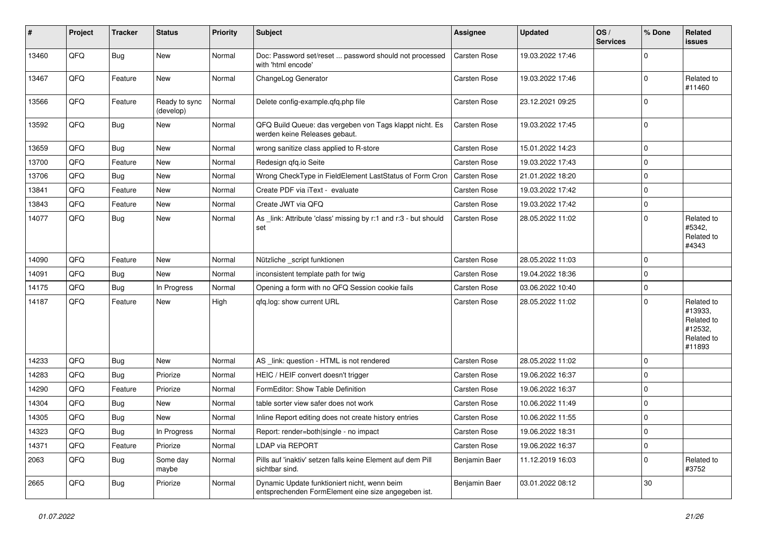| # | Project | Tracker | Status | Priority | Subject | Assignee | Updated | OS / Services | % Done | Related issues |
|---|---|---|---|---|---|---|---|---|---|---|
| 13460 | QFQ | Bug | New | Normal | Doc: Password set/reset ... password should not processed with 'html encode' | Carsten Rose | 19.03.2022 17:46 | | 0 | |
| 13467 | QFQ | Feature | New | Normal | ChangeLog Generator | Carsten Rose | 19.03.2022 17:46 | | 0 | Related to #11460 |
| 13566 | QFQ | Feature | Ready to sync (develop) | Normal | Delete config-example.qfq.php file | Carsten Rose | 23.12.2021 09:25 | | 0 | |
| 13592 | QFQ | Bug | New | Normal | QFQ Build Queue: das vergeben von Tags klappt nicht. Es werden keine Releases gebaut. | Carsten Rose | 19.03.2022 17:45 | | 0 | |
| 13659 | QFQ | Bug | New | Normal | wrong sanitize class applied to R-store | Carsten Rose | 15.01.2022 14:23 | | 0 | |
| 13700 | QFQ | Feature | New | Normal | Redesign qfq.io Seite | Carsten Rose | 19.03.2022 17:43 | | 0 | |
| 13706 | QFQ | Bug | New | Normal | Wrong CheckType in FieldElement LastStatus of Form Cron | Carsten Rose | 21.01.2022 18:20 | | 0 | |
| 13841 | QFQ | Feature | New | Normal | Create PDF via iText - evaluate | Carsten Rose | 19.03.2022 17:42 | | 0 | |
| 13843 | QFQ | Feature | New | Normal | Create JWT via QFQ | Carsten Rose | 19.03.2022 17:42 | | 0 | |
| 14077 | QFQ | Bug | New | Normal | As _link: Attribute 'class' missing by r:1 and r:3 - but should set | Carsten Rose | 28.05.2022 11:02 | | 0 | Related to #5342, Related to #4343 |
| 14090 | QFQ | Feature | New | Normal | Nützliche _script funktionen | Carsten Rose | 28.05.2022 11:03 | | 0 | |
| 14091 | QFQ | Bug | New | Normal | inconsistent template path for twig | Carsten Rose | 19.04.2022 18:36 | | 0 | |
| 14175 | QFQ | Bug | In Progress | Normal | Opening a form with no QFQ Session cookie fails | Carsten Rose | 03.06.2022 10:40 | | 0 | |
| 14187 | QFQ | Feature | New | High | qfq.log: show current URL | Carsten Rose | 28.05.2022 11:02 | | 0 | Related to #13933, Related to #12532, Related to #11893 |
| 14233 | QFQ | Bug | New | Normal | AS _link: question - HTML is not rendered | Carsten Rose | 28.05.2022 11:02 | | 0 | |
| 14283 | QFQ | Bug | Priorize | Normal | HEIC / HEIF convert doesn't trigger | Carsten Rose | 19.06.2022 16:37 | | 0 | |
| 14290 | QFQ | Feature | Priorize | Normal | FormEditor: Show Table Definition | Carsten Rose | 19.06.2022 16:37 | | 0 | |
| 14304 | QFQ | Bug | New | Normal | table sorter view safer does not work | Carsten Rose | 10.06.2022 11:49 | | 0 | |
| 14305 | QFQ | Bug | New | Normal | Inline Report editing does not create history entries | Carsten Rose | 10.06.2022 11:55 | | 0 | |
| 14323 | QFQ | Bug | In Progress | Normal | Report: render=both\|single - no impact | Carsten Rose | 19.06.2022 18:31 | | 0 | |
| 14371 | QFQ | Feature | Priorize | Normal | LDAP via REPORT | Carsten Rose | 19.06.2022 16:37 | | 0 | |
| 2063 | QFQ | Bug | Some day maybe | Normal | Pills auf 'inaktiv' setzen falls keine Element auf dem Pill sichtbar sind. | Benjamin Baer | 11.12.2019 16:03 | | 0 | Related to #3752 |
| 2665 | QFQ | Bug | Priorize | Normal | Dynamic Update funktioniert nicht, wenn beim entsprechenden FormElement eine size angegeben ist. | Benjamin Baer | 03.01.2022 08:12 | | 30 | |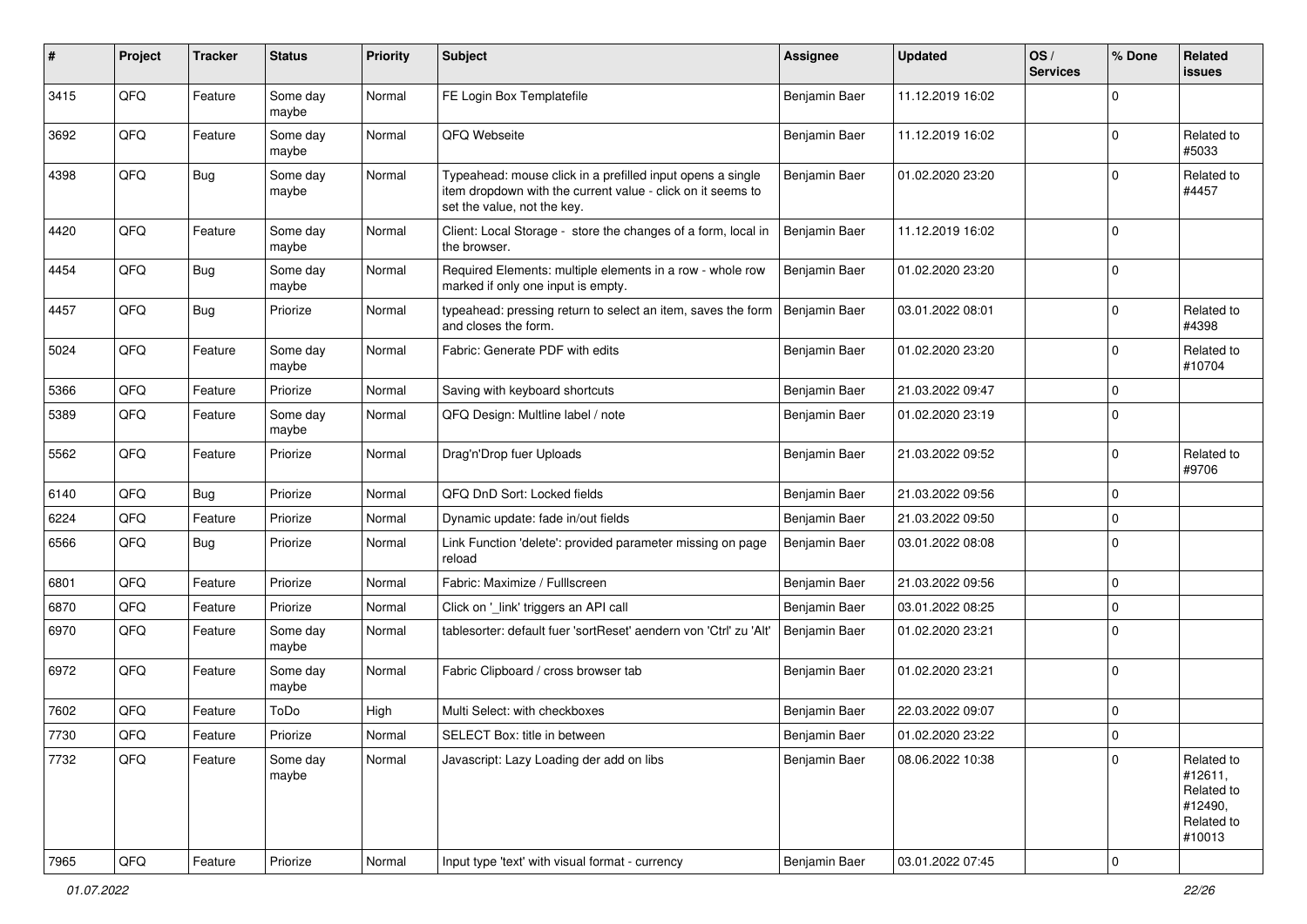| # | Project | Tracker | Status | Priority | Subject | Assignee | Updated | OS / Services | % Done | Related issues |
|---|---|---|---|---|---|---|---|---|---|---|
| 3415 | QFQ | Feature | Some day maybe | Normal | FE Login Box Templatefile | Benjamin Baer | 11.12.2019 16:02 | | 0 | |
| 3692 | QFQ | Feature | Some day maybe | Normal | QFQ Webseite | Benjamin Baer | 11.12.2019 16:02 | | 0 | Related to #5033 |
| 4398 | QFQ | Bug | Some day maybe | Normal | Typeahead: mouse click in a prefilled input opens a single item dropdown with the current value - click on it seems to set the value, not the key. | Benjamin Baer | 01.02.2020 23:20 | | 0 | Related to #4457 |
| 4420 | QFQ | Feature | Some day maybe | Normal | Client: Local Storage - store the changes of a form, local in the browser. | Benjamin Baer | 11.12.2019 16:02 | | 0 | |
| 4454 | QFQ | Bug | Some day maybe | Normal | Required Elements: multiple elements in a row - whole row marked if only one input is empty. | Benjamin Baer | 01.02.2020 23:20 | | 0 | |
| 4457 | QFQ | Bug | Priorize | Normal | typeahead: pressing return to select an item, saves the form and closes the form. | Benjamin Baer | 03.01.2022 08:01 | | 0 | Related to #4398 |
| 5024 | QFQ | Feature | Some day maybe | Normal | Fabric: Generate PDF with edits | Benjamin Baer | 01.02.2020 23:20 | | 0 | Related to #10704 |
| 5366 | QFQ | Feature | Priorize | Normal | Saving with keyboard shortcuts | Benjamin Baer | 21.03.2022 09:47 | | 0 | |
| 5389 | QFQ | Feature | Some day maybe | Normal | QFQ Design: Multline label / note | Benjamin Baer | 01.02.2020 23:19 | | 0 | |
| 5562 | QFQ | Feature | Priorize | Normal | Drag'n'Drop fuer Uploads | Benjamin Baer | 21.03.2022 09:52 | | 0 | Related to #9706 |
| 6140 | QFQ | Bug | Priorize | Normal | QFQ DnD Sort: Locked fields | Benjamin Baer | 21.03.2022 09:56 | | 0 | |
| 6224 | QFQ | Feature | Priorize | Normal | Dynamic update: fade in/out fields | Benjamin Baer | 21.03.2022 09:50 | | 0 | |
| 6566 | QFQ | Bug | Priorize | Normal | Link Function 'delete': provided parameter missing on page reload | Benjamin Baer | 03.01.2022 08:08 | | 0 | |
| 6801 | QFQ | Feature | Priorize | Normal | Fabric: Maximize / Fulllscreen | Benjamin Baer | 21.03.2022 09:56 | | 0 | |
| 6870 | QFQ | Feature | Priorize | Normal | Click on '_link' triggers an API call | Benjamin Baer | 03.01.2022 08:25 | | 0 | |
| 6970 | QFQ | Feature | Some day maybe | Normal | tablesorter: default fuer 'sortReset' aendern von 'Ctrl' zu 'Alt' | Benjamin Baer | 01.02.2020 23:21 | | 0 | |
| 6972 | QFQ | Feature | Some day maybe | Normal | Fabric Clipboard / cross browser tab | Benjamin Baer | 01.02.2020 23:21 | | 0 | |
| 7602 | QFQ | Feature | ToDo | High | Multi Select: with checkboxes | Benjamin Baer | 22.03.2022 09:07 | | 0 | |
| 7730 | QFQ | Feature | Priorize | Normal | SELECT Box: title in between | Benjamin Baer | 01.02.2020 23:22 | | 0 | |
| 7732 | QFQ | Feature | Some day maybe | Normal | Javascript: Lazy Loading der add on libs | Benjamin Baer | 08.06.2022 10:38 | | 0 | Related to #12611, Related to #12490, Related to #10013 |
| 7965 | QFQ | Feature | Priorize | Normal | Input type 'text' with visual format - currency | Benjamin Baer | 03.01.2022 07:45 | | 0 | |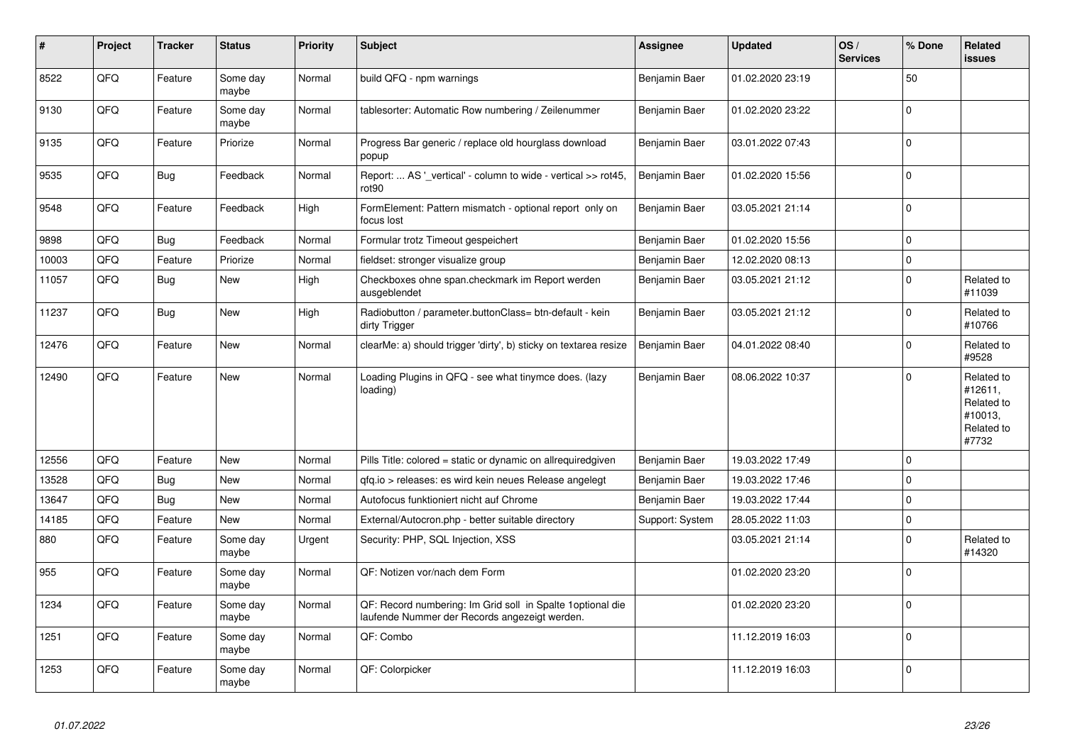| # | Project | Tracker | Status | Priority | Subject | Assignee | Updated | OS / Services | % Done | Related issues |
|---|---|---|---|---|---|---|---|---|---|---|
| 8522 | QFQ | Feature | Some day maybe | Normal | build QFQ - npm warnings | Benjamin Baer | 01.02.2020 23:19 | | 50 | |
| 9130 | QFQ | Feature | Some day maybe | Normal | tablesorter: Automatic Row numbering / Zeilenummer | Benjamin Baer | 01.02.2020 23:22 | | 0 | |
| 9135 | QFQ | Feature | Priorize | Normal | Progress Bar generic / replace old hourglass download popup | Benjamin Baer | 03.01.2022 07:43 | | 0 | |
| 9535 | QFQ | Bug | Feedback | Normal | Report: ... AS '_vertical' - column to wide - vertical >> rot45, rot90 | Benjamin Baer | 01.02.2020 15:56 | | 0 | |
| 9548 | QFQ | Feature | Feedback | High | FormElement: Pattern mismatch - optional report only on focus lost | Benjamin Baer | 03.05.2021 21:14 | | 0 | |
| 9898 | QFQ | Bug | Feedback | Normal | Formular trotz Timeout gespeichert | Benjamin Baer | 01.02.2020 15:56 | | 0 | |
| 10003 | QFQ | Feature | Priorize | Normal | fieldset: stronger visualize group | Benjamin Baer | 12.02.2020 08:13 | | 0 | |
| 11057 | QFQ | Bug | New | High | Checkboxes ohne span.checkmark im Report werden ausgeblendet | Benjamin Baer | 03.05.2021 21:12 | | 0 | Related to #11039 |
| 11237 | QFQ | Bug | New | High | Radiobutton / parameter.buttonClass= btn-default - kein dirty Trigger | Benjamin Baer | 03.05.2021 21:12 | | 0 | Related to #10766 |
| 12476 | QFQ | Feature | New | Normal | clearMe: a) should trigger 'dirty', b) sticky on textarea resize | Benjamin Baer | 04.01.2022 08:40 | | 0 | Related to #9528 |
| 12490 | QFQ | Feature | New | Normal | Loading Plugins in QFQ - see what tinymce does. (lazy loading) | Benjamin Baer | 08.06.2022 10:37 | | 0 | Related to #12611, Related to #10013, Related to #7732 |
| 12556 | QFQ | Feature | New | Normal | Pills Title: colored = static or dynamic on allrequiredgiven | Benjamin Baer | 19.03.2022 17:49 | | 0 | |
| 13528 | QFQ | Bug | New | Normal | qfq.io > releases: es wird kein neues Release angelegt | Benjamin Baer | 19.03.2022 17:46 | | 0 | |
| 13647 | QFQ | Bug | New | Normal | Autofocus funktioniert nicht auf Chrome | Benjamin Baer | 19.03.2022 17:44 | | 0 | |
| 14185 | QFQ | Feature | New | Normal | External/Autocron.php - better suitable directory | Support: System | 28.05.2022 11:03 | | 0 | |
| 880 | QFQ | Feature | Some day maybe | Urgent | Security: PHP, SQL Injection, XSS | | 03.05.2021 21:14 | | 0 | Related to #14320 |
| 955 | QFQ | Feature | Some day maybe | Normal | QF: Notizen vor/nach dem Form | | 01.02.2020 23:20 | | 0 | |
| 1234 | QFQ | Feature | Some day maybe | Normal | QF: Record numbering: Im Grid soll in Spalte 1optional die laufende Nummer der Records angezeigt werden. | | 01.02.2020 23:20 | | 0 | |
| 1251 | QFQ | Feature | Some day maybe | Normal | QF: Combo | | 11.12.2019 16:03 | | 0 | |
| 1253 | QFQ | Feature | Some day maybe | Normal | QF: Colorpicker | | 11.12.2019 16:03 | | 0 | |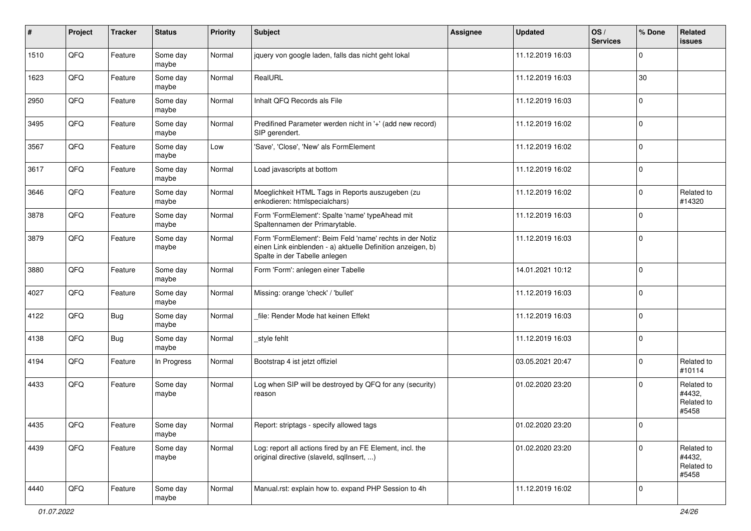| # | Project | Tracker | Status | Priority | Subject | Assignee | Updated | OS / Services | % Done | Related issues |
|---|---|---|---|---|---|---|---|---|---|---|
| 1510 | QFQ | Feature | Some day maybe | Normal | jquery von google laden, falls das nicht geht lokal | | 11.12.2019 16:03 | | 0 | |
| 1623 | QFQ | Feature | Some day maybe | Normal | RealURL | | 11.12.2019 16:03 | | 30 | |
| 2950 | QFQ | Feature | Some day maybe | Normal | Inhalt QFQ Records als File | | 11.12.2019 16:03 | | 0 | |
| 3495 | QFQ | Feature | Some day maybe | Normal | Predifined Parameter werden nicht in '+' (add new record) SIP gerendert. | | 11.12.2019 16:02 | | 0 | |
| 3567 | QFQ | Feature | Some day maybe | Low | 'Save', 'Close', 'New' als FormElement | | 11.12.2019 16:02 | | 0 | |
| 3617 | QFQ | Feature | Some day maybe | Normal | Load javascripts at bottom | | 11.12.2019 16:02 | | 0 | |
| 3646 | QFQ | Feature | Some day maybe | Normal | Moeglichkeit HTML Tags in Reports auszugeben (zu enkodieren: htmlspecialchars) | | 11.12.2019 16:02 | | 0 | Related to #14320 |
| 3878 | QFQ | Feature | Some day maybe | Normal | Form 'FormElement': Spalte 'name' typeAhead mit Spaltennamen der Primarytable. | | 11.12.2019 16:03 | | 0 | |
| 3879 | QFQ | Feature | Some day maybe | Normal | Form 'FormElement': Beim Feld 'name' rechts in der Notiz einen Link einblenden - a) aktuelle Definition anzeigen, b) Spalte in der Tabelle anlegen | | 11.12.2019 16:03 | | 0 | |
| 3880 | QFQ | Feature | Some day maybe | Normal | Form 'Form': anlegen einer Tabelle | | 14.01.2021 10:12 | | 0 | |
| 4027 | QFQ | Feature | Some day maybe | Normal | Missing: orange 'check' / 'bullet' | | 11.12.2019 16:03 | | 0 | |
| 4122 | QFQ | Bug | Some day maybe | Normal | _file: Render Mode hat keinen Effekt | | 11.12.2019 16:03 | | 0 | |
| 4138 | QFQ | Bug | Some day maybe | Normal | _style fehlt | | 11.12.2019 16:03 | | 0 | |
| 4194 | QFQ | Feature | In Progress | Normal | Bootstrap 4 ist jetzt offiziel | | 03.05.2021 20:47 | | 0 | Related to #10114 |
| 4433 | QFQ | Feature | Some day maybe | Normal | Log when SIP will be destroyed by QFQ for any (security) reason | | 01.02.2020 23:20 | | 0 | Related to #4432, Related to #5458 |
| 4435 | QFQ | Feature | Some day maybe | Normal | Report: striptags - specify allowed tags | | 01.02.2020 23:20 | | 0 | |
| 4439 | QFQ | Feature | Some day maybe | Normal | Log: report all actions fired by an FE Element, incl. the original directive (slaveId, sqlInsert, ...) | | 01.02.2020 23:20 | | 0 | Related to #4432, Related to #5458 |
| 4440 | QFQ | Feature | Some day maybe | Normal | Manual.rst: explain how to. expand PHP Session to 4h | | 11.12.2019 16:02 | | 0 | |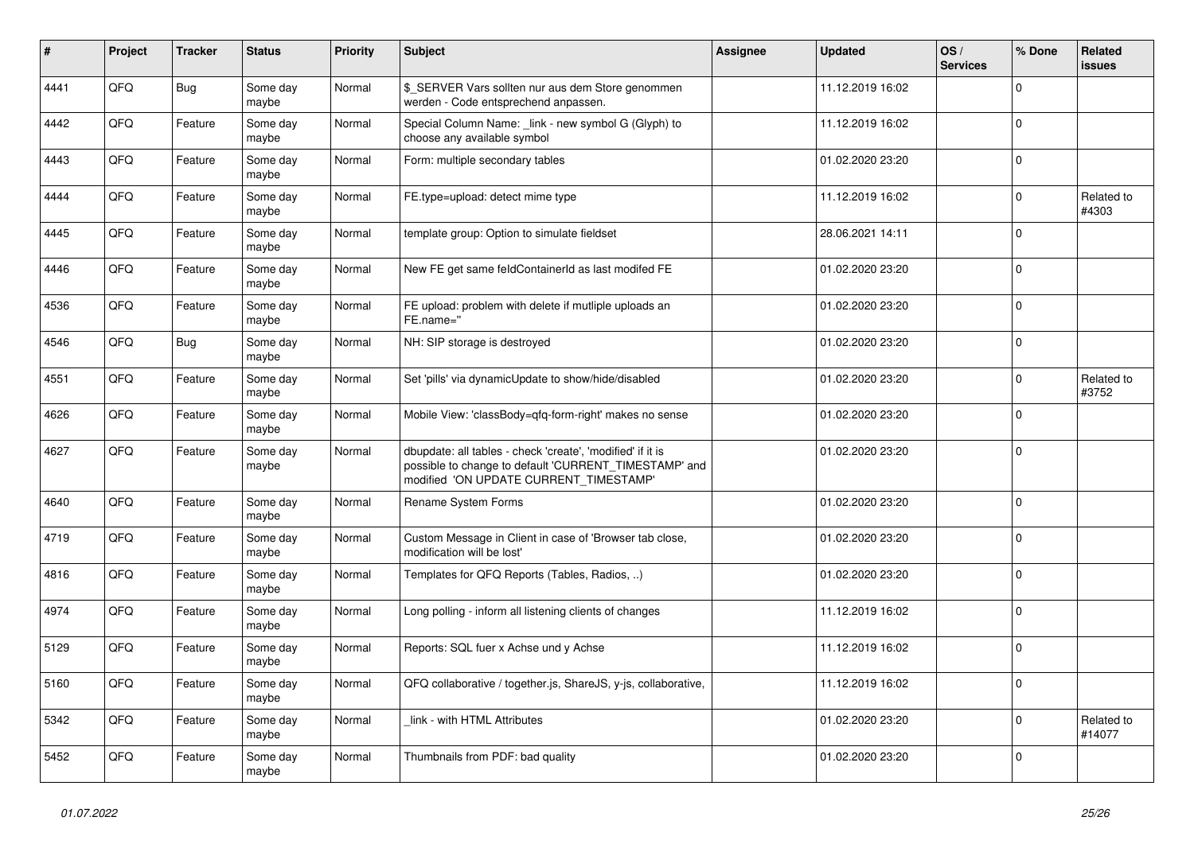| # | Project | Tracker | Status | Priority | Subject | Assignee | Updated | OS / Services | % Done | Related issues |
|---|---|---|---|---|---|---|---|---|---|---|
| 4441 | QFQ | Bug | Some day maybe | Normal | $_SERVER Vars sollten nur aus dem Store genommen werden - Code entsprechend anpassen. | | 11.12.2019 16:02 | | 0 | |
| 4442 | QFQ | Feature | Some day maybe | Normal | Special Column Name: _link - new symbol G (Glyph) to choose any available symbol | | 11.12.2019 16:02 | | 0 | |
| 4443 | QFQ | Feature | Some day maybe | Normal | Form: multiple secondary tables | | 01.02.2020 23:20 | | 0 | |
| 4444 | QFQ | Feature | Some day maybe | Normal | FE.type=upload: detect mime type | | 11.12.2019 16:02 | | 0 | Related to #4303 |
| 4445 | QFQ | Feature | Some day maybe | Normal | template group: Option to simulate fieldset | | 28.06.2021 14:11 | | 0 | |
| 4446 | QFQ | Feature | Some day maybe | Normal | New FE get same feldContainerId as last modifed FE | | 01.02.2020 23:20 | | 0 | |
| 4536 | QFQ | Feature | Some day maybe | Normal | FE upload: problem with delete if mutliple uploads an FE.name=" | | 01.02.2020 23:20 | | 0 | |
| 4546 | QFQ | Bug | Some day maybe | Normal | NH: SIP storage is destroyed | | 01.02.2020 23:20 | | 0 | |
| 4551 | QFQ | Feature | Some day maybe | Normal | Set 'pills' via dynamicUpdate to show/hide/disabled | | 01.02.2020 23:20 | | 0 | Related to #3752 |
| 4626 | QFQ | Feature | Some day maybe | Normal | Mobile View: 'classBody=qfq-form-right' makes no sense | | 01.02.2020 23:20 | | 0 | |
| 4627 | QFQ | Feature | Some day maybe | Normal | dbupdate: all tables - check 'create', 'modified' if it is possible to change to default 'CURRENT_TIMESTAMP' and modified 'ON UPDATE CURRENT_TIMESTAMP' | | 01.02.2020 23:20 | | 0 | |
| 4640 | QFQ | Feature | Some day maybe | Normal | Rename System Forms | | 01.02.2020 23:20 | | 0 | |
| 4719 | QFQ | Feature | Some day maybe | Normal | Custom Message in Client in case of 'Browser tab close, modification will be lost' | | 01.02.2020 23:20 | | 0 | |
| 4816 | QFQ | Feature | Some day maybe | Normal | Templates for QFQ Reports (Tables, Radios, ..) | | 01.02.2020 23:20 | | 0 | |
| 4974 | QFQ | Feature | Some day maybe | Normal | Long polling - inform all listening clients of changes | | 11.12.2019 16:02 | | 0 | |
| 5129 | QFQ | Feature | Some day maybe | Normal | Reports: SQL fuer x Achse und y Achse | | 11.12.2019 16:02 | | 0 | |
| 5160 | QFQ | Feature | Some day maybe | Normal | QFQ collaborative / together.js, ShareJS, y-js, collaborative, | | 11.12.2019 16:02 | | 0 | |
| 5342 | QFQ | Feature | Some day maybe | Normal | _link - with HTML Attributes | | 01.02.2020 23:20 | | 0 | Related to #14077 |
| 5452 | QFQ | Feature | Some day maybe | Normal | Thumbnails from PDF: bad quality | | 01.02.2020 23:20 | | 0 | |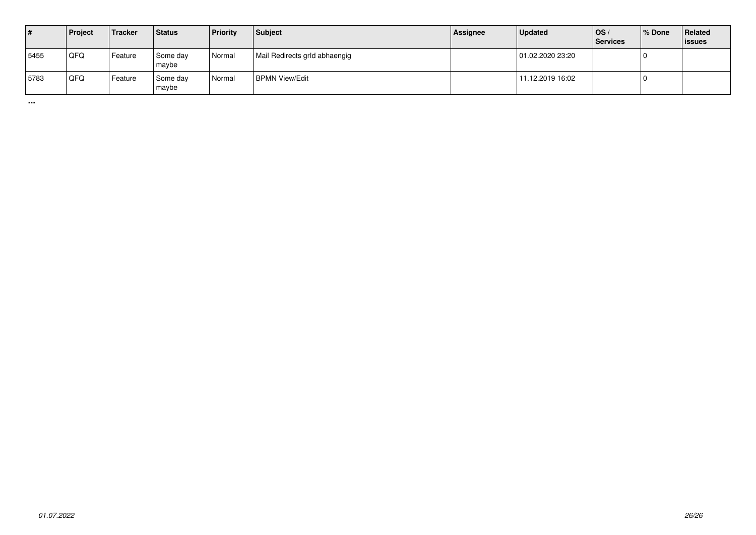| # | Project | Tracker | Status | Priority | Subject | Assignee | Updated | OS / Services | % Done | Related issues |
|---|---|---|---|---|---|---|---|---|---|---|
| 5455 | QFQ | Feature | Some day maybe | Normal | Mail Redirects grld abhaengig | | 01.02.2020 23:20 | | 0 | |
| 5783 | QFQ | Feature | Some day maybe | Normal | BPMN View/Edit | | 11.12.2019 16:02 | | 0 | |

**...**

*01.07.2022*